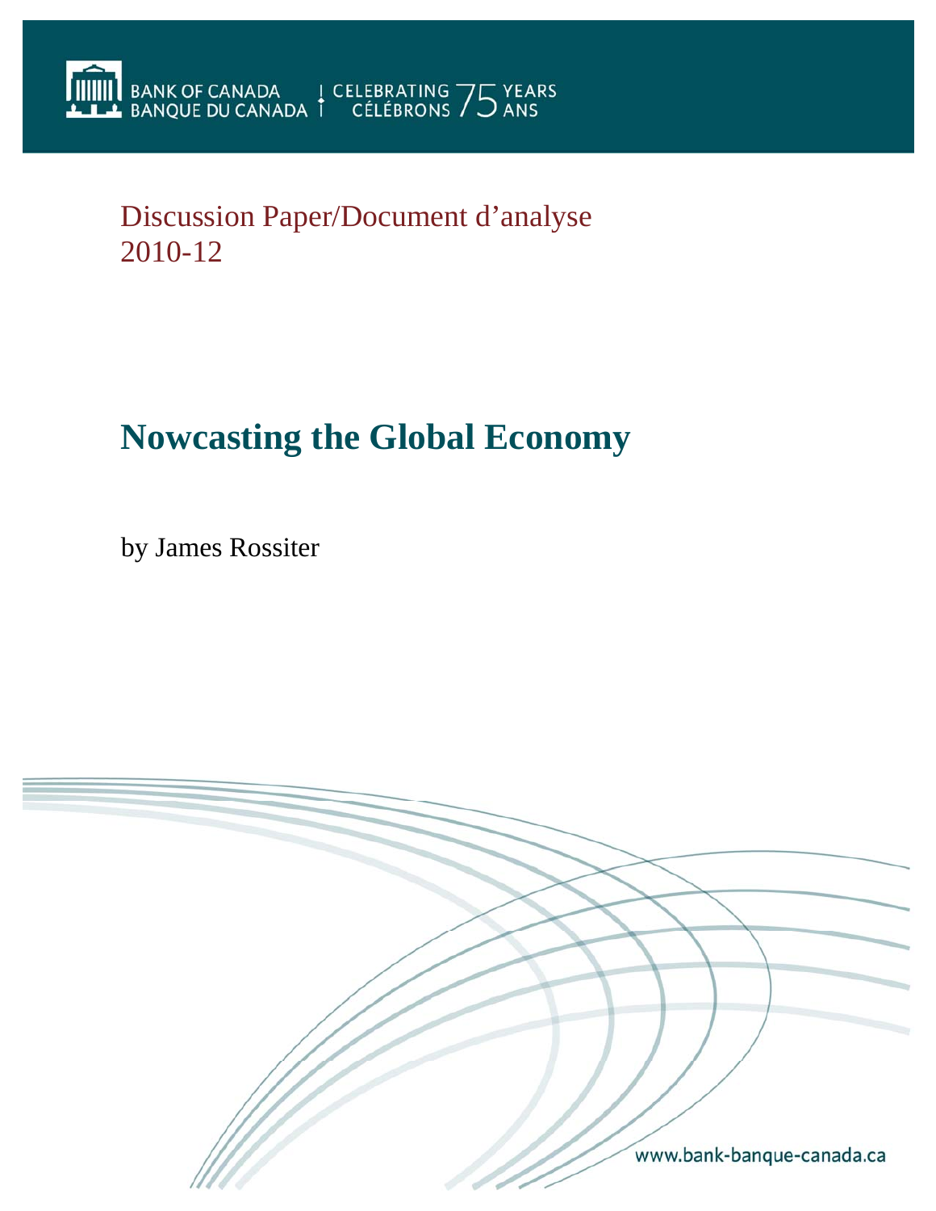BANK OF CANADA
BANQUE DU CANADA
CELEBRATING 75 YEARS
CÉLÉBRONS 75 ANS

Discussion Paper/Document d'analyse
2010-12

# Nowcasting the Global Economy

by James Rossiter

www.bank-banque-canada.ca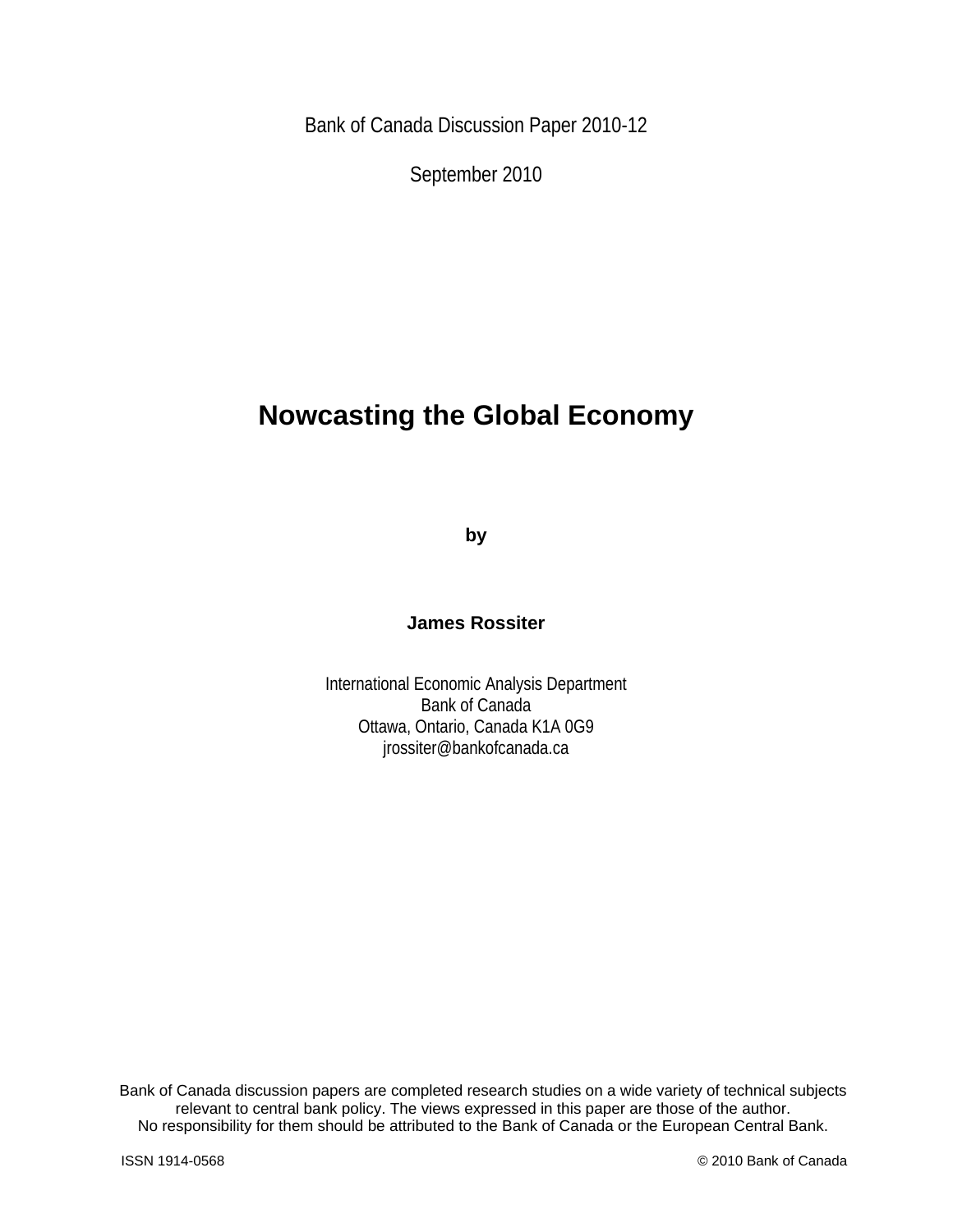Bank of Canada Discussion Paper 2010-12

September 2010

# Nowcasting the Global Economy

**by**

**James Rossiter**

International Economic Analysis Department
Bank of Canada
Ottawa, Ontario, Canada K1A 0G9
jrossiter@bankofcanada.ca

Bank of Canada discussion papers are completed research studies on a wide variety of technical subjects relevant to central bank policy. The views expressed in this paper are those of the author.
No responsibility for them should be attributed to the Bank of Canada or the European Central Bank.

ISSN 1914-0568

© 2010 Bank of Canada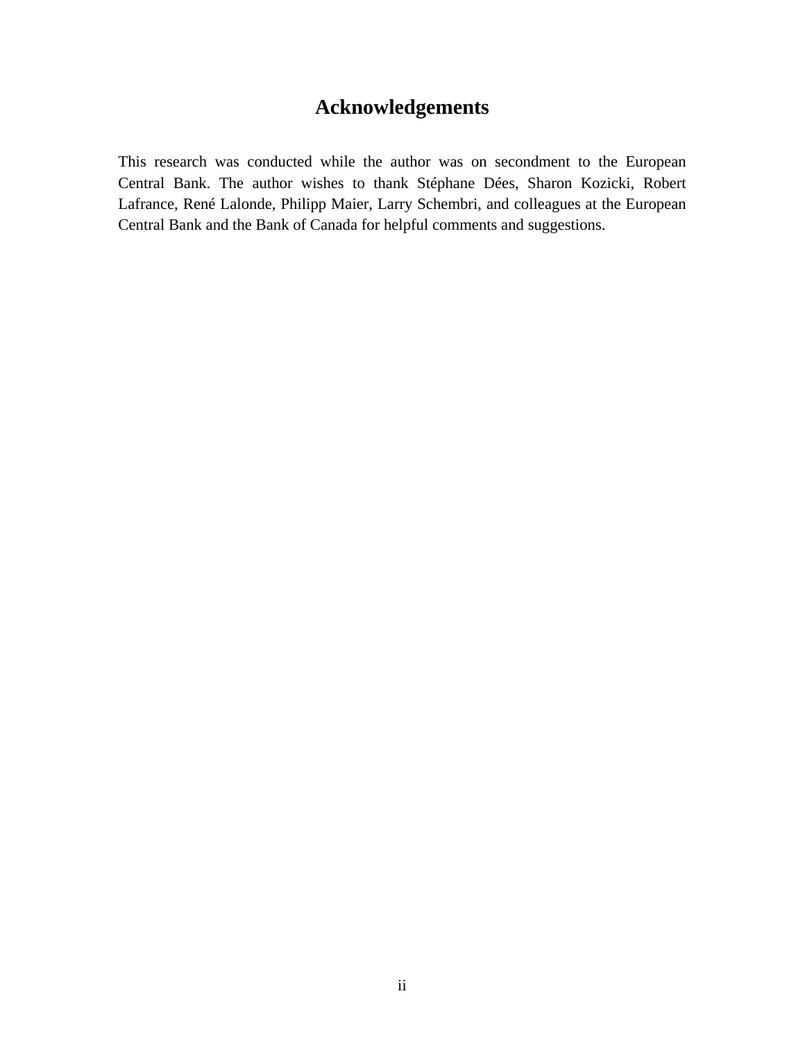# Acknowledgements

This research was conducted while the author was on secondment to the European Central Bank. The author wishes to thank Stéphane Dées, Sharon Kozicki, Robert Lafrance, René Lalonde, Philipp Maier, Larry Schembri, and colleagues at the European Central Bank and the Bank of Canada for helpful comments and suggestions.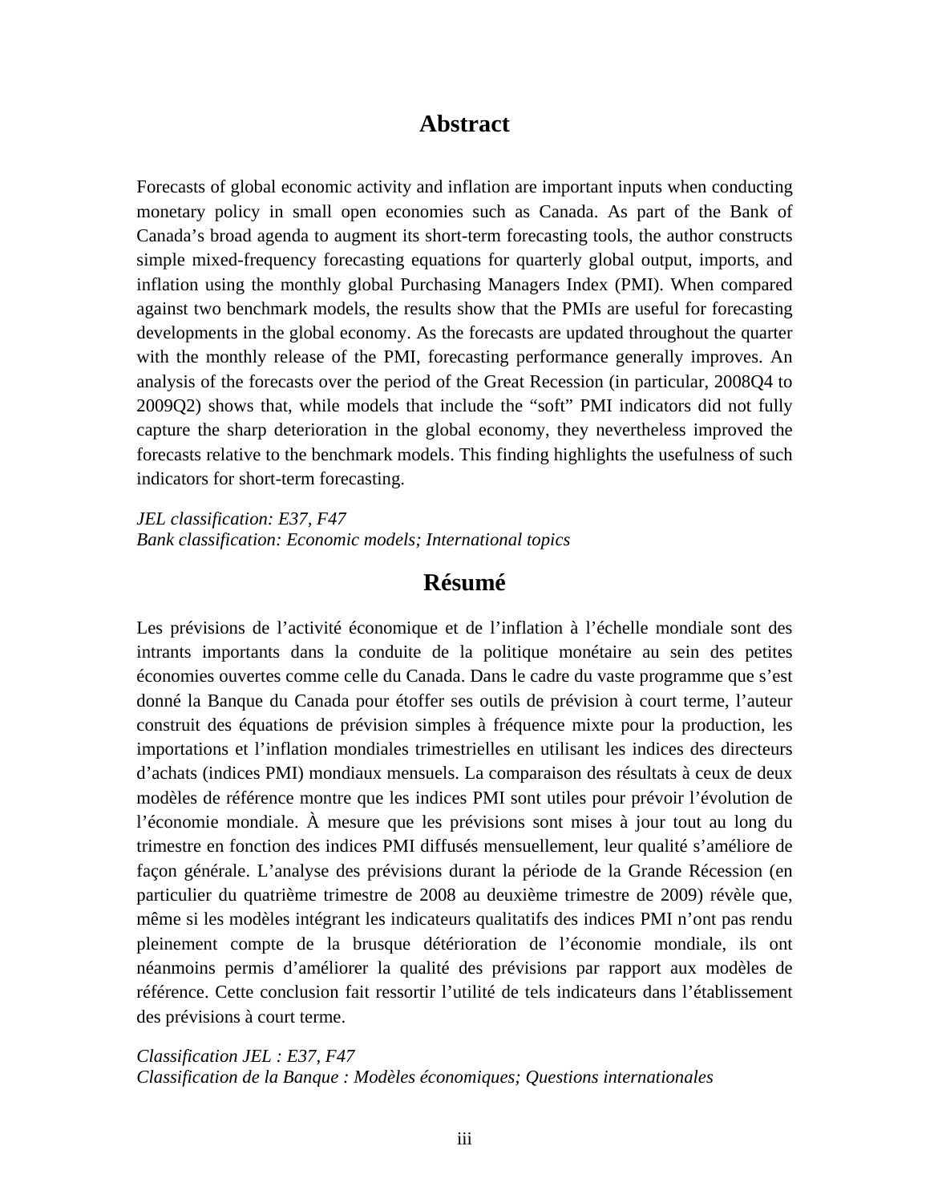## Abstract

Forecasts of global economic activity and inflation are important inputs when conducting monetary policy in small open economies such as Canada. As part of the Bank of Canada's broad agenda to augment its short-term forecasting tools, the author constructs simple mixed-frequency forecasting equations for quarterly global output, imports, and inflation using the monthly global Purchasing Managers Index (PMI). When compared against two benchmark models, the results show that the PMIs are useful for forecasting developments in the global economy. As the forecasts are updated throughout the quarter with the monthly release of the PMI, forecasting performance generally improves. An analysis of the forecasts over the period of the Great Recession (in particular, 2008Q4 to 2009Q2) shows that, while models that include the "soft" PMI indicators did not fully capture the sharp deterioration in the global economy, they nevertheless improved the forecasts relative to the benchmark models. This finding highlights the usefulness of such indicators for short-term forecasting.

*JEL classification: E37, F47*
*Bank classification: Economic models; International topics*

## Résumé

Les prévisions de l'activité économique et de l'inflation à l'échelle mondiale sont des intrants importants dans la conduite de la politique monétaire au sein des petites économies ouvertes comme celle du Canada. Dans le cadre du vaste programme que s'est donné la Banque du Canada pour étoffer ses outils de prévision à court terme, l'auteur construit des équations de prévision simples à fréquence mixte pour la production, les importations et l'inflation mondiales trimestrielles en utilisant les indices des directeurs d'achats (indices PMI) mondiaux mensuels. La comparaison des résultats à ceux de deux modèles de référence montre que les indices PMI sont utiles pour prévoir l'évolution de l'économie mondiale. À mesure que les prévisions sont mises à jour tout au long du trimestre en fonction des indices PMI diffusés mensuellement, leur qualité s'améliore de façon générale. L'analyse des prévisions durant la période de la Grande Récession (en particulier du quatrième trimestre de 2008 au deuxième trimestre de 2009) révèle que, même si les modèles intégrant les indicateurs qualitatifs des indices PMI n'ont pas rendu pleinement compte de la brusque détérioration de l'économie mondiale, ils ont néanmoins permis d'améliorer la qualité des prévisions par rapport aux modèles de référence. Cette conclusion fait ressortir l'utilité de tels indicateurs dans l'établissement des prévisions à court terme.

*Classification JEL : E37, F47*
*Classification de la Banque : Modèles économiques; Questions internationales*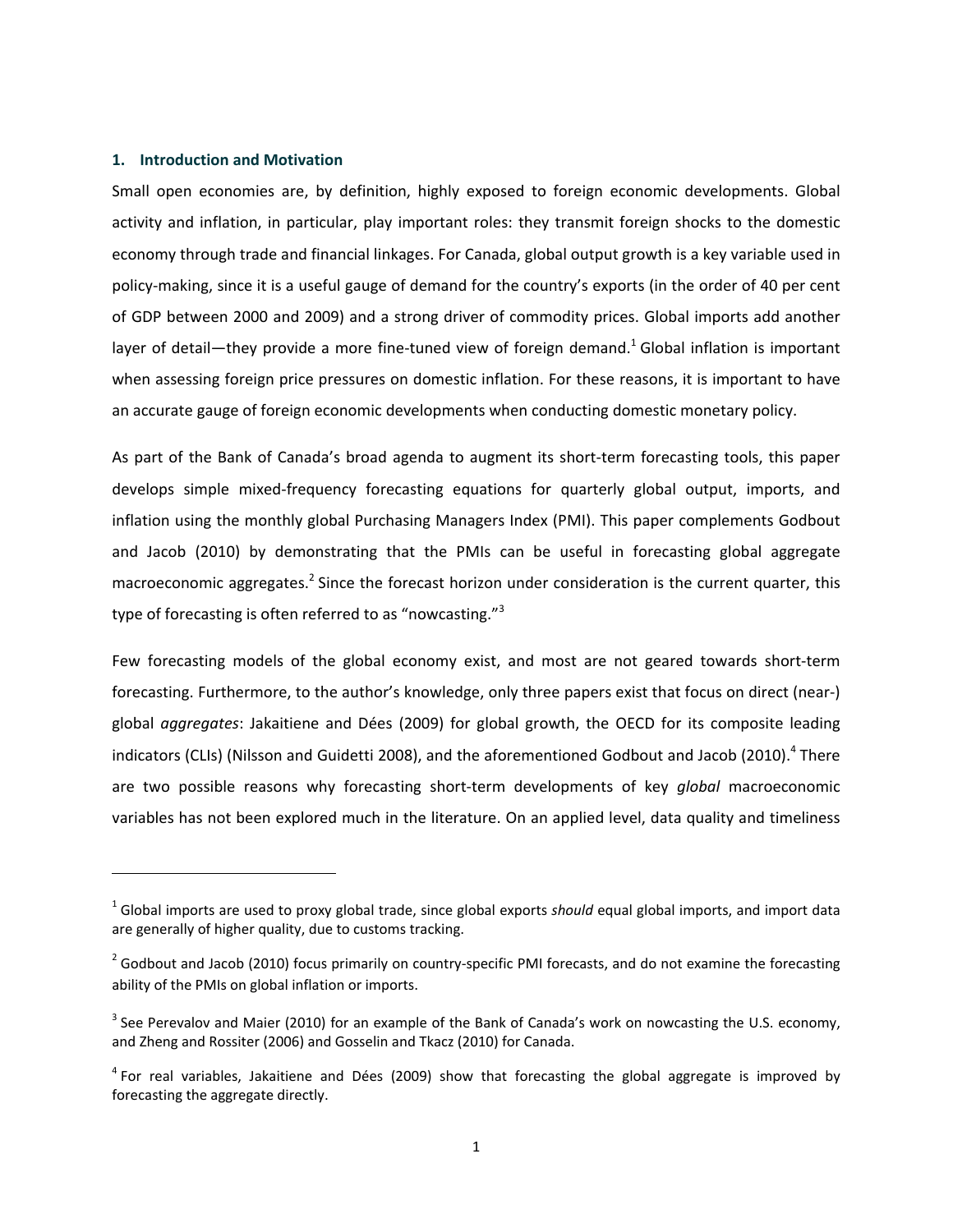## 1. Introduction and Motivation

Small open economies are, by definition, highly exposed to foreign economic developments. Global activity and inflation, in particular, play important roles: they transmit foreign shocks to the domestic economy through trade and financial linkages. For Canada, global output growth is a key variable used in policy-making, since it is a useful gauge of demand for the country's exports (in the order of 40 per cent of GDP between 2000 and 2009) and a strong driver of commodity prices. Global imports add another layer of detail—they provide a more fine-tuned view of foreign demand.[1] Global inflation is important when assessing foreign price pressures on domestic inflation. For these reasons, it is important to have an accurate gauge of foreign economic developments when conducting domestic monetary policy.

As part of the Bank of Canada's broad agenda to augment its short-term forecasting tools, this paper develops simple mixed-frequency forecasting equations for quarterly global output, imports, and inflation using the monthly global Purchasing Managers Index (PMI). This paper complements Godbout and Jacob (2010) by demonstrating that the PMIs can be useful in forecasting global aggregate macroeconomic aggregates.[2] Since the forecast horizon under consideration is the current quarter, this type of forecasting is often referred to as "nowcasting."[3]

Few forecasting models of the global economy exist, and most are not geared towards short-term forecasting. Furthermore, to the author's knowledge, only three papers exist that focus on direct (near-) global *aggregates*: Jakaitiene and Dées (2009) for global growth, the OECD for its composite leading indicators (CLIs) (Nilsson and Guidetti 2008), and the aforementioned Godbout and Jacob (2010).[4] There are two possible reasons why forecasting short-term developments of key *global* macroeconomic variables has not been explored much in the literature. On an applied level, data quality and timeliness

---

[1] Global imports are used to proxy global trade, since global exports *should* equal global imports, and import data are generally of higher quality, due to customs tracking.

[2] Godbout and Jacob (2010) focus primarily on country-specific PMI forecasts, and do not examine the forecasting ability of the PMIs on global inflation or imports.

[3] See Perevalov and Maier (2010) for an example of the Bank of Canada's work on nowcasting the U.S. economy, and Zheng and Rossiter (2006) and Gosselin and Tkacz (2010) for Canada.

[4] For real variables, Jakaitiene and Dées (2009) show that forecasting the global aggregate is improved by forecasting the aggregate directly.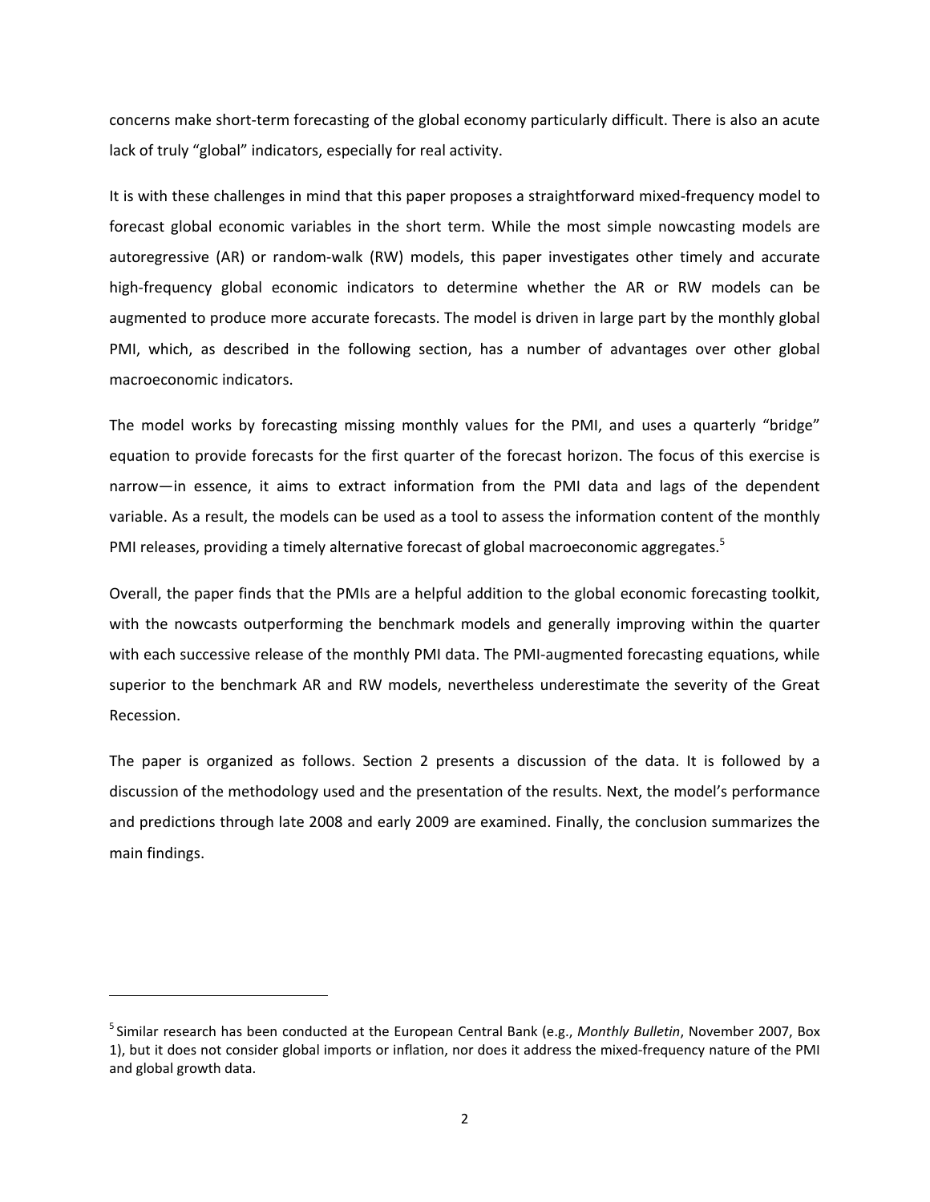concerns make short-term forecasting of the global economy particularly difficult. There is also an acute lack of truly "global" indicators, especially for real activity.

It is with these challenges in mind that this paper proposes a straightforward mixed-frequency model to forecast global economic variables in the short term. While the most simple nowcasting models are autoregressive (AR) or random-walk (RW) models, this paper investigates other timely and accurate high-frequency global economic indicators to determine whether the AR or RW models can be augmented to produce more accurate forecasts. The model is driven in large part by the monthly global PMI, which, as described in the following section, has a number of advantages over other global macroeconomic indicators.

The model works by forecasting missing monthly values for the PMI, and uses a quarterly "bridge" equation to provide forecasts for the first quarter of the forecast horizon. The focus of this exercise is narrow—in essence, it aims to extract information from the PMI data and lags of the dependent variable. As a result, the models can be used as a tool to assess the information content of the monthly PMI releases, providing a timely alternative forecast of global macroeconomic aggregates.[5]

Overall, the paper finds that the PMIs are a helpful addition to the global economic forecasting toolkit, with the nowcasts outperforming the benchmark models and generally improving within the quarter with each successive release of the monthly PMI data. The PMI-augmented forecasting equations, while superior to the benchmark AR and RW models, nevertheless underestimate the severity of the Great Recession.

The paper is organized as follows. Section 2 presents a discussion of the data. It is followed by a discussion of the methodology used and the presentation of the results. Next, the model's performance and predictions through late 2008 and early 2009 are examined. Finally, the conclusion summarizes the main findings.

---

[5] Similar research has been conducted at the European Central Bank (e.g., *Monthly Bulletin*, November 2007, Box 1), but it does not consider global imports or inflation, nor does it address the mixed-frequency nature of the PMI and global growth data.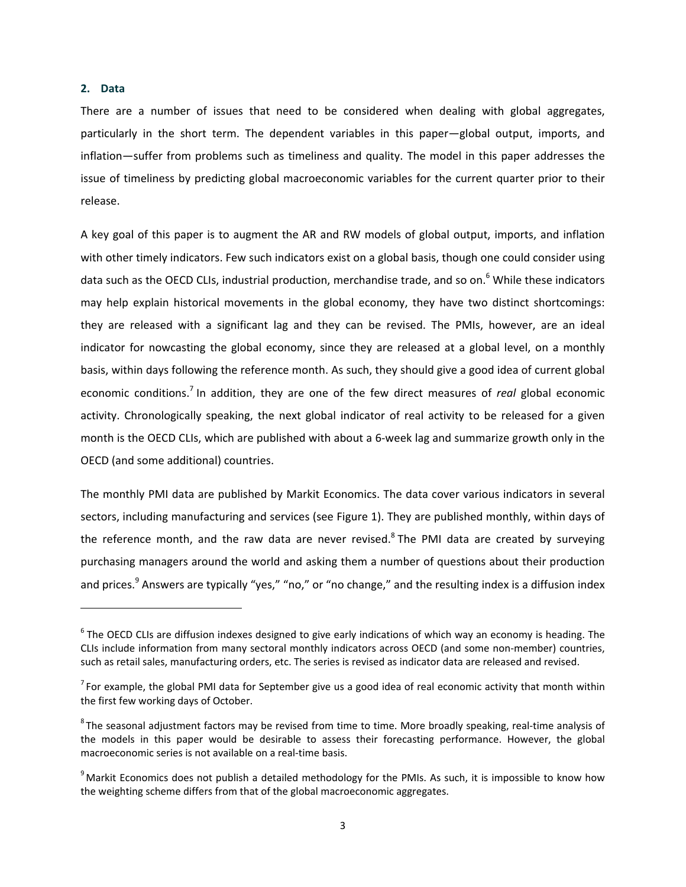## 2. Data

There are a number of issues that need to be considered when dealing with global aggregates, particularly in the short term. The dependent variables in this paper—global output, imports, and inflation—suffer from problems such as timeliness and quality. The model in this paper addresses the issue of timeliness by predicting global macroeconomic variables for the current quarter prior to their release.

A key goal of this paper is to augment the AR and RW models of global output, imports, and inflation with other timely indicators. Few such indicators exist on a global basis, though one could consider using data such as the OECD CLIs, industrial production, merchandise trade, and so on.[6] While these indicators may help explain historical movements in the global economy, they have two distinct shortcomings: they are released with a significant lag and they can be revised. The PMIs, however, are an ideal indicator for nowcasting the global economy, since they are released at a global level, on a monthly basis, within days following the reference month. As such, they should give a good idea of current global economic conditions.[7] In addition, they are one of the few direct measures of *real* global economic activity. Chronologically speaking, the next global indicator of real activity to be released for a given month is the OECD CLIs, which are published with about a 6-week lag and summarize growth only in the OECD (and some additional) countries.

The monthly PMI data are published by Markit Economics. The data cover various indicators in several sectors, including manufacturing and services (see Figure 1). They are published monthly, within days of the reference month, and the raw data are never revised.[8] The PMI data are created by surveying purchasing managers around the world and asking them a number of questions about their production and prices.[9] Answers are typically "yes," "no," or "no change," and the resulting index is a diffusion index

---

[6] The OECD CLIs are diffusion indexes designed to give early indications of which way an economy is heading. The CLIs include information from many sectoral monthly indicators across OECD (and some non-member) countries, such as retail sales, manufacturing orders, etc. The series is revised as indicator data are released and revised.

[7] For example, the global PMI data for September give us a good idea of real economic activity that month within the first few working days of October.

[8] The seasonal adjustment factors may be revised from time to time. More broadly speaking, real-time analysis of the models in this paper would be desirable to assess their forecasting performance. However, the global macroeconomic series is not available on a real-time basis.

[9] Markit Economics does not publish a detailed methodology for the PMIs. As such, it is impossible to know how the weighting scheme differs from that of the global macroeconomic aggregates.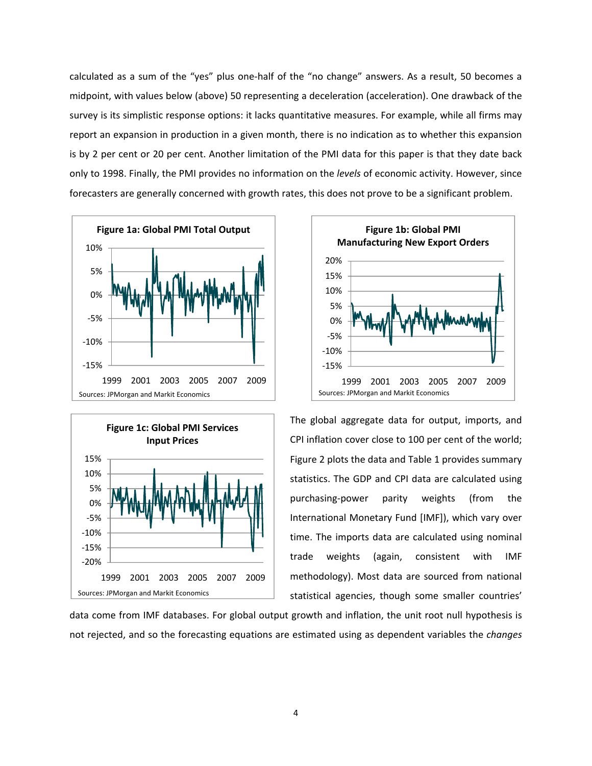calculated as a sum of the "yes" plus one-half of the "no change" answers. As a result, 50 becomes a midpoint, with values below (above) 50 representing a deceleration (acceleration). One drawback of the survey is its simplistic response options: it lacks quantitative measures. For example, while all firms may report an expansion in production in a given month, there is no indication as to whether this expansion is by 2 per cent or 20 per cent. Another limitation of the PMI data for this paper is that they date back only to 1998. Finally, the PMI provides no information on the *levels* of economic activity. However, since forecasters are generally concerned with growth rates, this does not prove to be a significant problem.

**Figure 1a: Global PMI Total Output**

Sources: JPMorgan and Markit Economics

**Figure 1b: Global PMI Manufacturing New Export Orders**

Sources: JPMorgan and Markit Economics

**Figure 1c: Global PMI Services Input Prices**

Sources: JPMorgan and Markit Economics

The global aggregate data for output, imports, and CPI inflation cover close to 100 per cent of the world; Figure 2 plots the data and Table 1 provides summary statistics. The GDP and CPI data are calculated using purchasing-power parity weights (from the International Monetary Fund [IMF]), which vary over time. The imports data are calculated using nominal trade weights (again, consistent with IMF methodology). Most data are sourced from national statistical agencies, though some smaller countries' data come from IMF databases. For global output growth and inflation, the unit root null hypothesis is not rejected, and so the forecasting equations are estimated using as dependent variables the *changes*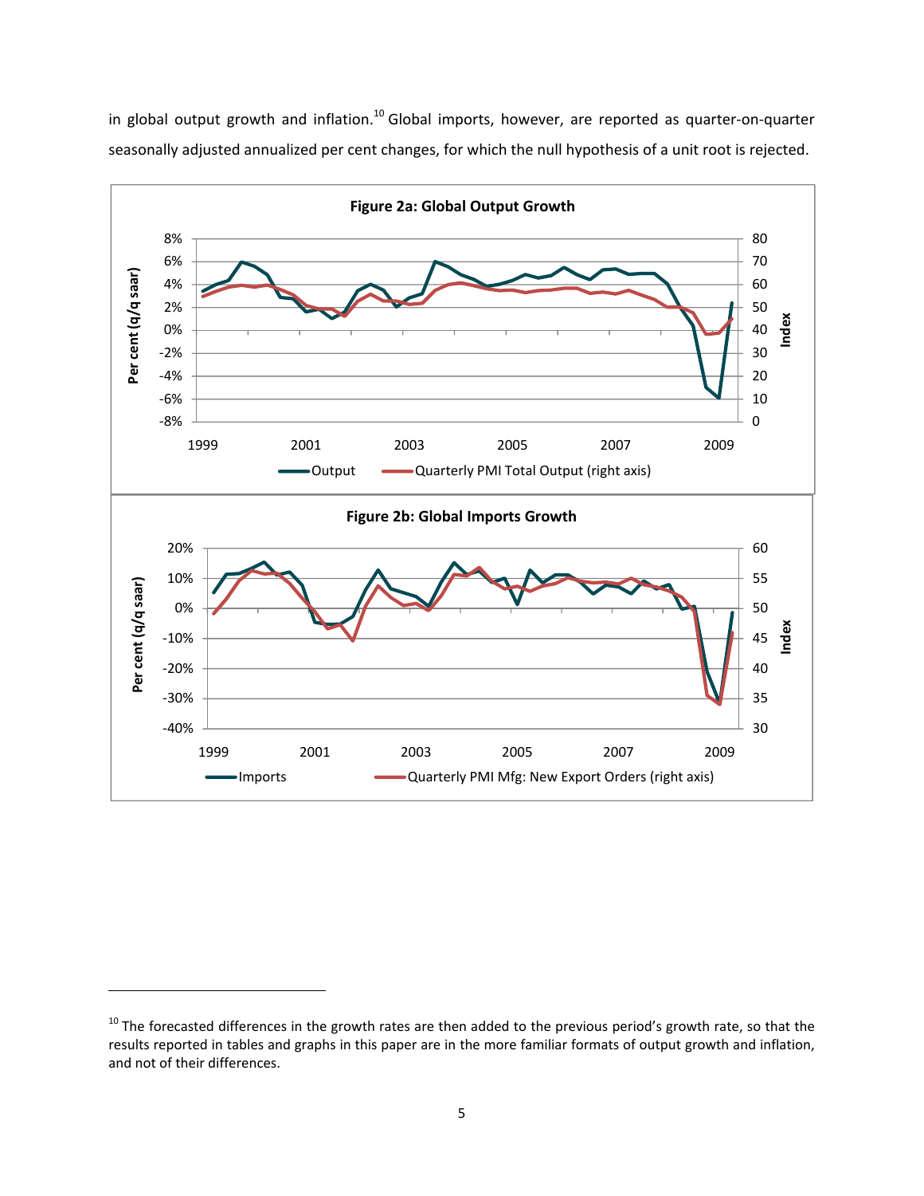in global output growth and inflation.[10] Global imports, however, are reported as quarter-on-quarter seasonally adjusted annualized per cent changes, for which the null hypothesis of a unit root is rejected.

**Figure 2a: Global Output Growth**

**Figure 2b: Global Imports Growth**

[10] The forecasted differences in the growth rates are then added to the previous period's growth rate, so that the results reported in tables and graphs in this paper are in the more familiar formats of output growth and inflation, and not of their differences.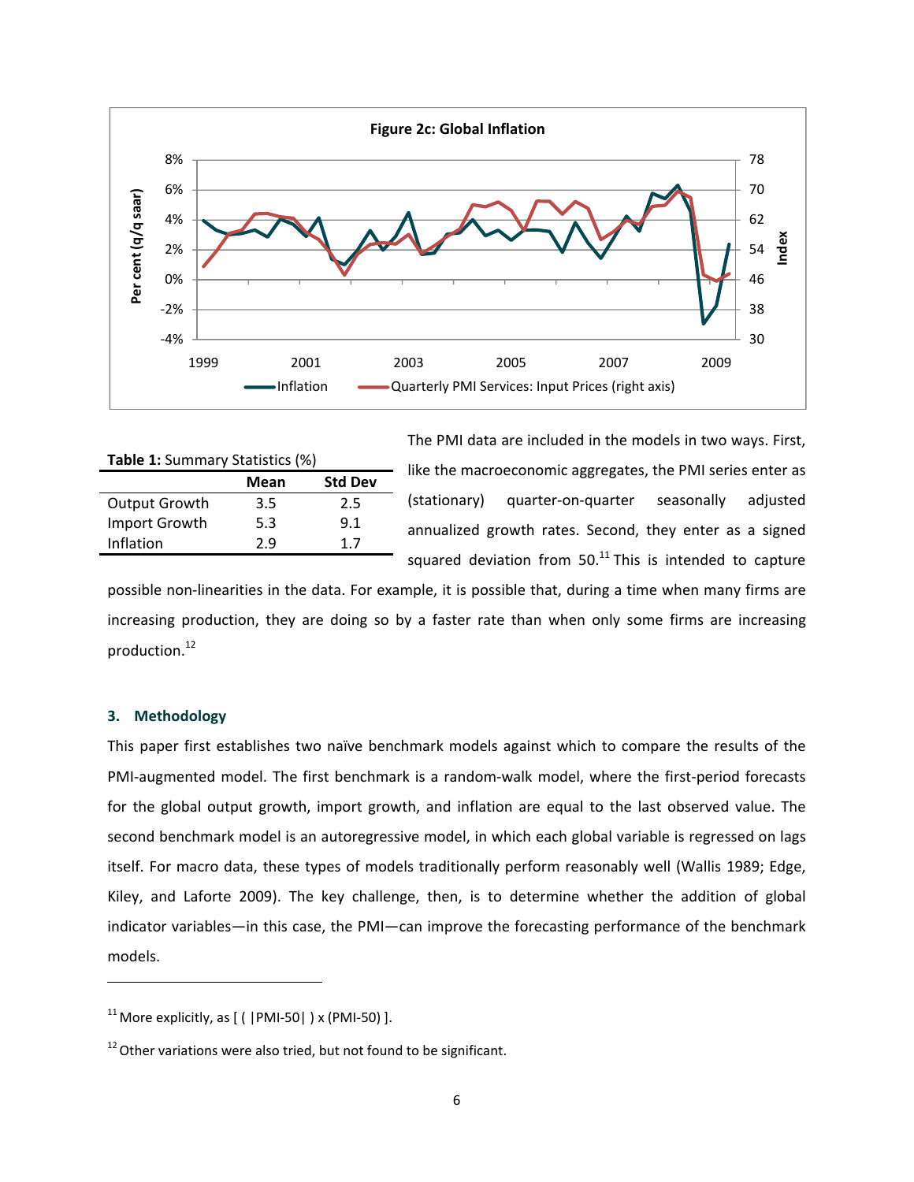**Figure 2c: Global Inflation**

**Table 1:** Summary Statistics (%)

| | Mean | Std Dev |
|---|---|---|
| Output Growth | 3.5 | 2.5 |
| Import Growth | 5.3 | 9.1 |
| Inflation | 2.9 | 1.7 |

The PMI data are included in the models in two ways. First, like the macroeconomic aggregates, the PMI series enter as (stationary) quarter-on-quarter seasonally adjusted annualized growth rates. Second, they enter as a signed squared deviation from 50.[11] This is intended to capture possible non-linearities in the data. For example, it is possible that, during a time when many firms are increasing production, they are doing so by a faster rate than when only some firms are increasing production.[12]

## 3. Methodology

This paper first establishes two naïve benchmark models against which to compare the results of the PMI-augmented model. The first benchmark is a random-walk model, where the first-period forecasts for the global output growth, import growth, and inflation are equal to the last observed value. The second benchmark model is an autoregressive model, in which each global variable is regressed on lags itself. For macro data, these types of models traditionally perform reasonably well (Wallis 1989; Edge, Kiley, and Laforte 2009). The key challenge, then, is to determine whether the addition of global indicator variables—in this case, the PMI—can improve the forecasting performance of the benchmark models.

---

[11] More explicitly, as $[ ( |PMI-50| ) \times (PMI-50) ]$.

[12] Other variations were also tried, but not found to be significant.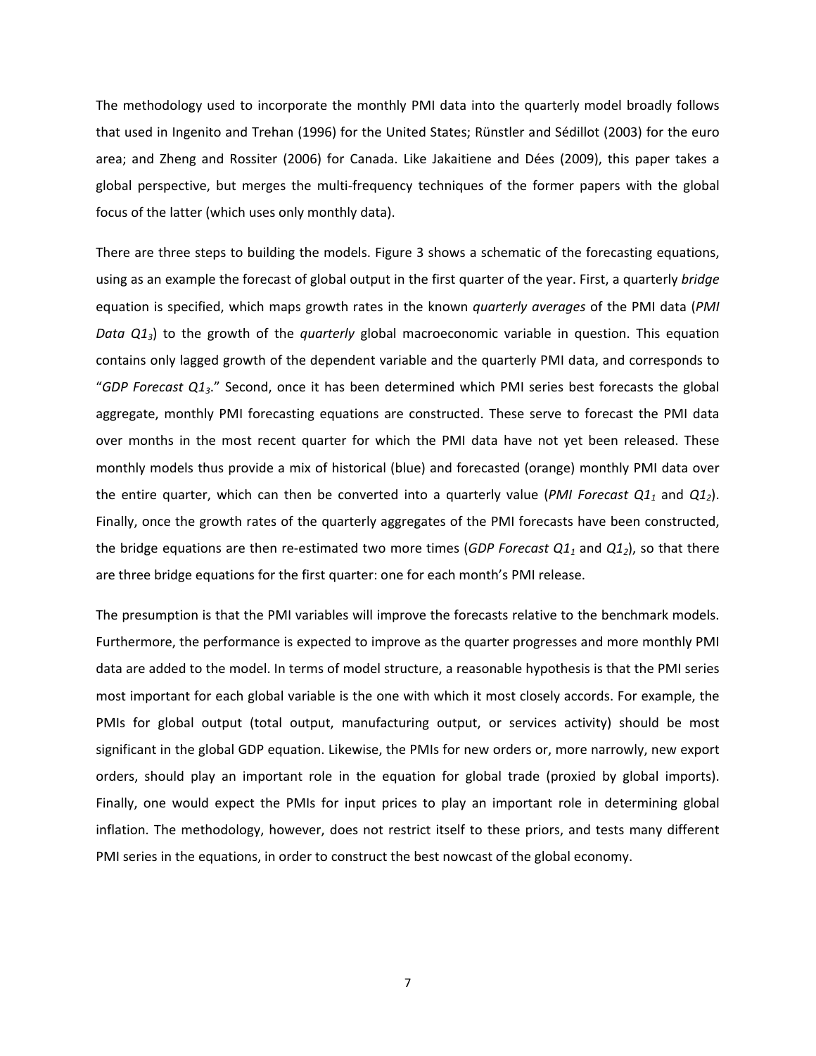The methodology used to incorporate the monthly PMI data into the quarterly model broadly follows that used in Ingenito and Trehan (1996) for the United States; Rünstler and Sédillot (2003) for the euro area; and Zheng and Rossiter (2006) for Canada. Like Jakaitiene and Dées (2009), this paper takes a global perspective, but merges the multi-frequency techniques of the former papers with the global focus of the latter (which uses only monthly data).

There are three steps to building the models. Figure 3 shows a schematic of the forecasting equations, using as an example the forecast of global output in the first quarter of the year. First, a quarterly *bridge* equation is specified, which maps growth rates in the known *quarterly averages* of the PMI data (*PMI Data* $Q1_3$) to the growth of the *quarterly* global macroeconomic variable in question. This equation contains only lagged growth of the dependent variable and the quarterly PMI data, and corresponds to "*GDP Forecast* $Q1_3$." Second, once it has been determined which PMI series best forecasts the global aggregate, monthly PMI forecasting equations are constructed. These serve to forecast the PMI data over months in the most recent quarter for which the PMI data have not yet been released. These monthly models thus provide a mix of historical (blue) and forecasted (orange) monthly PMI data over the entire quarter, which can then be converted into a quarterly value (*PMI Forecast* $Q1_1$ and $Q1_2$). Finally, once the growth rates of the quarterly aggregates of the PMI forecasts have been constructed, the bridge equations are then re-estimated two more times (*GDP Forecast* $Q1_1$ and $Q1_2$), so that there are three bridge equations for the first quarter: one for each month's PMI release.

The presumption is that the PMI variables will improve the forecasts relative to the benchmark models. Furthermore, the performance is expected to improve as the quarter progresses and more monthly PMI data are added to the model. In terms of model structure, a reasonable hypothesis is that the PMI series most important for each global variable is the one with which it most closely accords. For example, the PMIs for global output (total output, manufacturing output, or services activity) should be most significant in the global GDP equation. Likewise, the PMIs for new orders or, more narrowly, new export orders, should play an important role in the equation for global trade (proxied by global imports). Finally, one would expect the PMIs for input prices to play an important role in determining global inflation. The methodology, however, does not restrict itself to these priors, and tests many different PMI series in the equations, in order to construct the best nowcast of the global economy.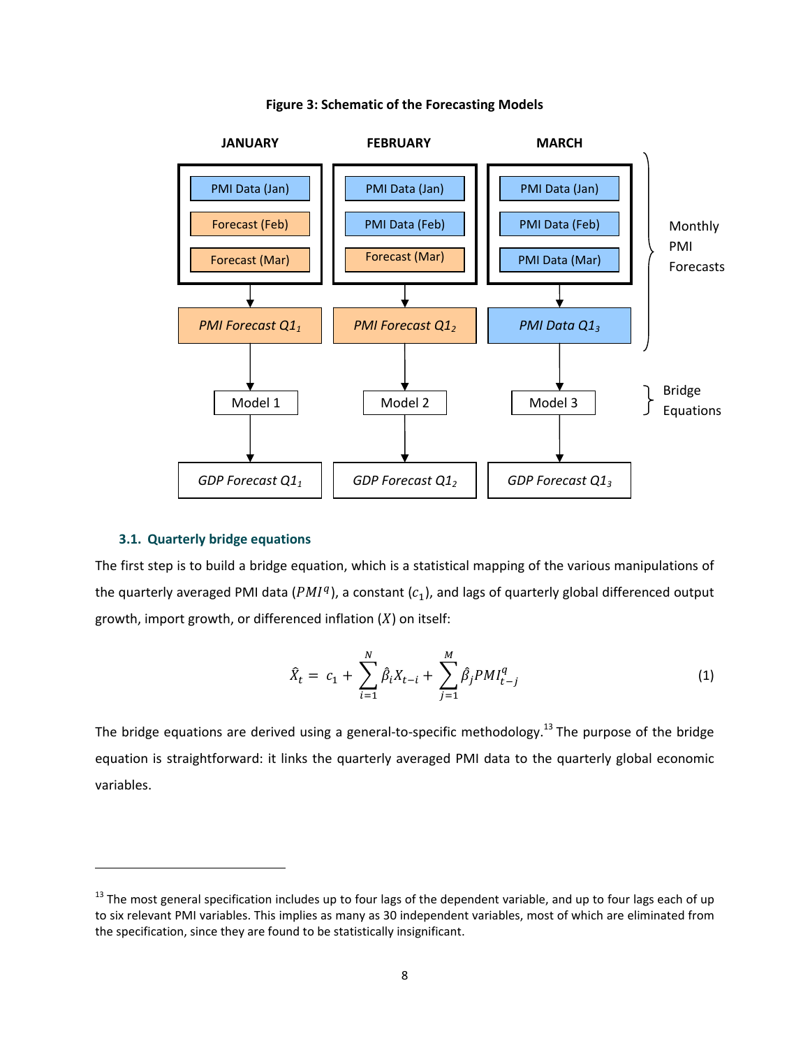**Figure 3: Schematic of the Forecasting Models**

| JANUARY | FEBRUARY | MARCH | |
|---|---|---|---|
| PMI Data (Jan) | PMI Data (Jan) | PMI Data (Jan) | Monthly PMI Forecasts |
| Forecast (Feb) | PMI Data (Feb) | PMI Data (Feb) | |
| Forecast (Mar) | Forecast (Mar) | PMI Data (Mar) | |
| *PMI Forecast* $Q1_1$ | *PMI Forecast* $Q1_2$ | *PMI Data* $Q1_3$ | |
| Model 1 | Model 2 | Model 3 | Bridge Equations |
| *GDP Forecast* $Q1_1$ | *GDP Forecast* $Q1_2$ | *GDP Forecast* $Q1_3$ | |

### 3.1. Quarterly bridge equations

The first step is to build a bridge equation, which is a statistical mapping of the various manipulations of the quarterly averaged PMI data ($PMI^q$), a constant ($c_1$), and lags of quarterly global differenced output growth, import growth, or differenced inflation ($X$) on itself:

$$\hat{X}_t = c_1 + \sum_{i=1}^{N} \hat{\beta}_i X_{t-i} + \sum_{j=1}^{M} \hat{\beta}_j PMI_{t-j}^q \tag{1}$$

The bridge equations are derived using a general-to-specific methodology.[13] The purpose of the bridge equation is straightforward: it links the quarterly averaged PMI data to the quarterly global economic variables.

[13] The most general specification includes up to four lags of the dependent variable, and up to four lags each of up to six relevant PMI variables. This implies as many as 30 independent variables, most of which are eliminated from the specification, since they are found to be statistically insignificant.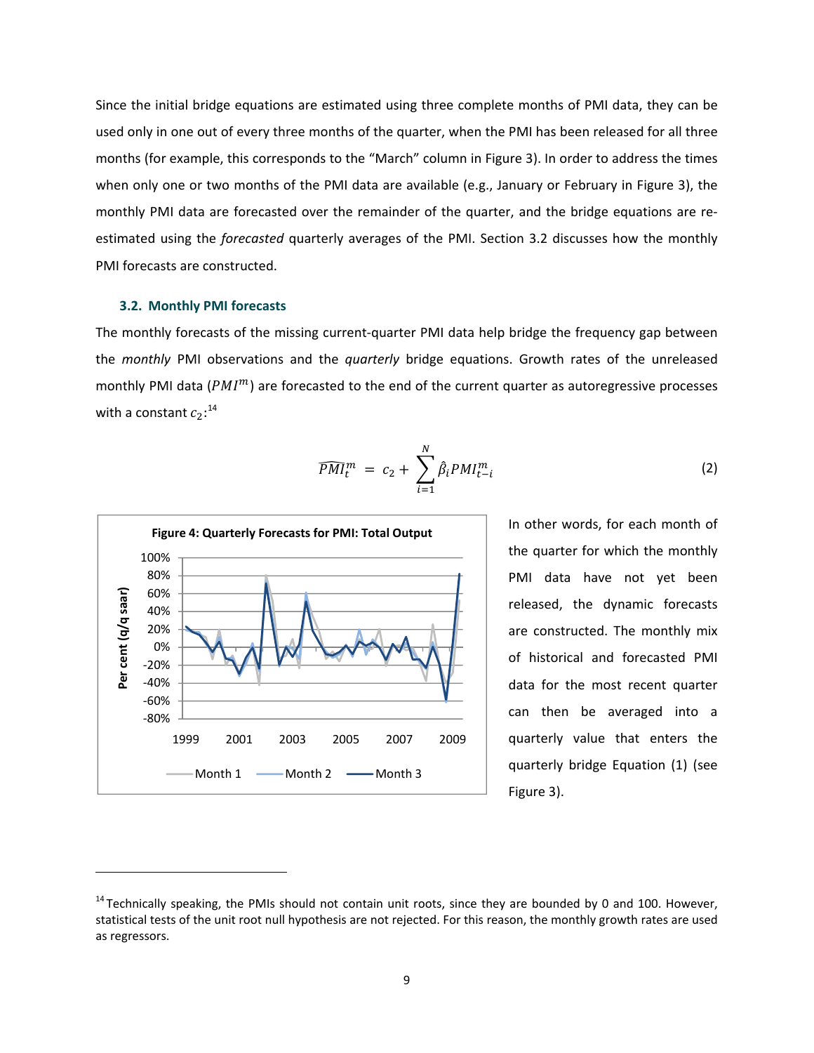Since the initial bridge equations are estimated using three complete months of PMI data, they can be used only in one out of every three months of the quarter, when the PMI has been released for all three months (for example, this corresponds to the "March" column in Figure 3). In order to address the times when only one or two months of the PMI data are available (e.g., January or February in Figure 3), the monthly PMI data are forecasted over the remainder of the quarter, and the bridge equations are re-estimated using the *forecasted* quarterly averages of the PMI. Section 3.2 discusses how the monthly PMI forecasts are constructed.

### 3.2. Monthly PMI forecasts

The monthly forecasts of the missing current-quarter PMI data help bridge the frequency gap between the *monthly* PMI observations and the *quarterly* bridge equations. Growth rates of the unreleased monthly PMI data ($PMI^m$) are forecasted to the end of the current quarter as autoregressive processes with a constant $c_2$:[14]

$$\widehat{PMI}_t^m = c_2 + \sum_{i=1}^{N} \hat{\beta}_i PMI_{t-i}^m \tag{2}$$

**Figure 4: Quarterly Forecasts for PMI: Total Output**

In other words, for each month of the quarter for which the monthly PMI data have not yet been released, the dynamic forecasts are constructed. The monthly mix of historical and forecasted PMI data for the most recent quarter can then be averaged into a quarterly value that enters the quarterly bridge Equation (1) (see Figure 3).

---

[14] Technically speaking, the PMIs should not contain unit roots, since they are bounded by 0 and 100. However, statistical tests of the unit root null hypothesis are not rejected. For this reason, the monthly growth rates are used as regressors.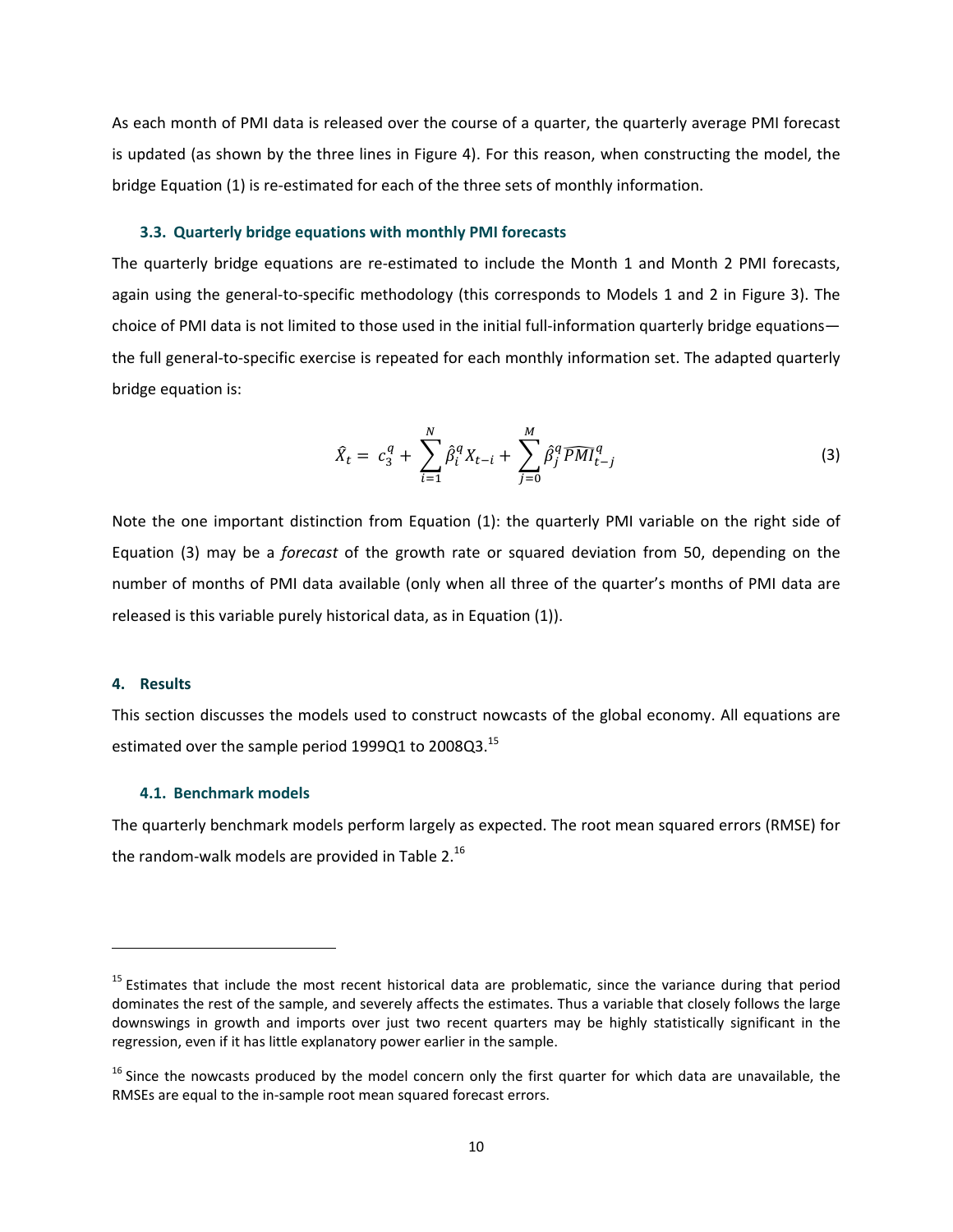As each month of PMI data is released over the course of a quarter, the quarterly average PMI forecast is updated (as shown by the three lines in Figure 4). For this reason, when constructing the model, the bridge Equation (1) is re-estimated for each of the three sets of monthly information.

### 3.3. Quarterly bridge equations with monthly PMI forecasts

The quarterly bridge equations are re-estimated to include the Month 1 and Month 2 PMI forecasts, again using the general-to-specific methodology (this corresponds to Models 1 and 2 in Figure 3). The choice of PMI data is not limited to those used in the initial full-information quarterly bridge equations—the full general-to-specific exercise is repeated for each monthly information set. The adapted quarterly bridge equation is:

$$\hat{X}_t = c_3^q + \sum_{i=1}^{N} \hat{\beta}_i^q X_{t-i} + \sum_{j=0}^{M} \hat{\beta}_j^q \widehat{PMI}_{t-j}^q \tag{3}$$

Note the one important distinction from Equation (1): the quarterly PMI variable on the right side of Equation (3) may be a *forecast* of the growth rate or squared deviation from 50, depending on the number of months of PMI data available (only when all three of the quarter's months of PMI data are released is this variable purely historical data, as in Equation (1)).

## 4. Results

This section discusses the models used to construct nowcasts of the global economy. All equations are estimated over the sample period 1999Q1 to 2008Q3.[15]

### 4.1. Benchmark models

The quarterly benchmark models perform largely as expected. The root mean squared errors (RMSE) for the random-walk models are provided in Table 2.[16]

---

[15] Estimates that include the most recent historical data are problematic, since the variance during that period dominates the rest of the sample, and severely affects the estimates. Thus a variable that closely follows the large downswings in growth and imports over just two recent quarters may be highly statistically significant in the regression, even if it has little explanatory power earlier in the sample.

[16] Since the nowcasts produced by the model concern only the first quarter for which data are unavailable, the RMSEs are equal to the in-sample root mean squared forecast errors.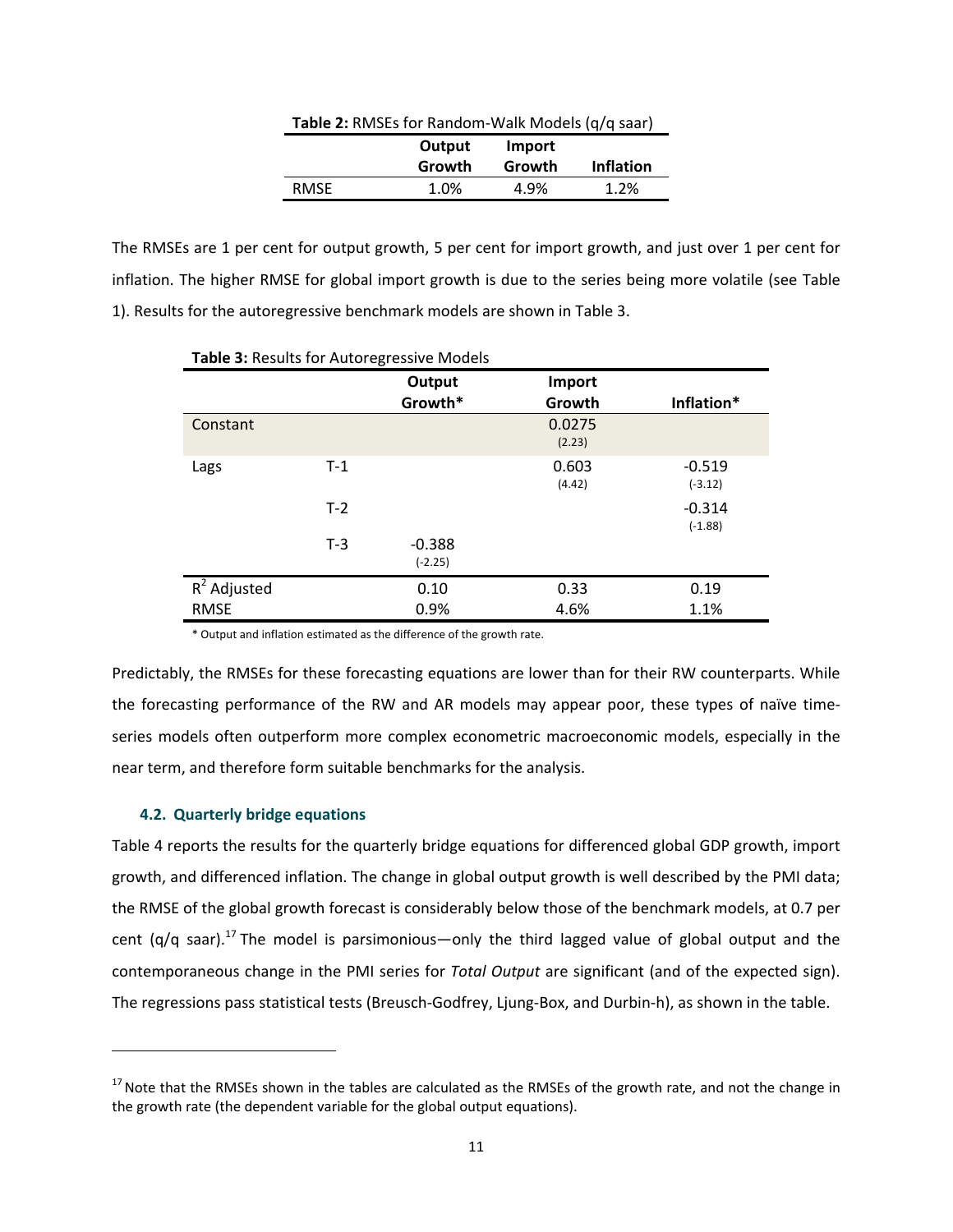**Table 2:** RMSEs for Random-Walk Models (q/q saar)

| | Output Growth | Import Growth | Inflation |
|---|---|---|---|
| RMSE | 1.0% | 4.9% | 1.2% |

The RMSEs are 1 per cent for output growth, 5 per cent for import growth, and just over 1 per cent for inflation. The higher RMSE for global import growth is due to the series being more volatile (see Table 1). Results for the autoregressive benchmark models are shown in Table 3.

**Table 3:** Results for Autoregressive Models

| | | Output Growth* | Import Growth | Inflation* |
|---|---|---|---|---|
| Constant | | | 0.0275 (2.23) | |
| Lags | T-1 | | 0.603 (4.42) | -0.519 (-3.12) |
| | T-2 | | | -0.314 (-1.88) |
| | T-3 | -0.388 (-2.25) | | |
| $R^2$ Adjusted | | 0.10 | 0.33 | 0.19 |
| RMSE | | 0.9% | 4.6% | 1.1% |

\* Output and inflation estimated as the difference of the growth rate.

Predictably, the RMSEs for these forecasting equations are lower than for their RW counterparts. While the forecasting performance of the RW and AR models may appear poor, these types of naïve time-series models often outperform more complex econometric macroeconomic models, especially in the near term, and therefore form suitable benchmarks for the analysis.

### 4.2. Quarterly bridge equations

Table 4 reports the results for the quarterly bridge equations for differenced global GDP growth, import growth, and differenced inflation. The change in global output growth is well described by the PMI data; the RMSE of the global growth forecast is considerably below those of the benchmark models, at 0.7 per cent (q/q saar).[17] The model is parsimonious—only the third lagged value of global output and the contemporaneous change in the PMI series for *Total Output* are significant (and of the expected sign). The regressions pass statistical tests (Breusch-Godfrey, Ljung-Box, and Durbin-h), as shown in the table.

[17] Note that the RMSEs shown in the tables are calculated as the RMSEs of the growth rate, and not the change in the growth rate (the dependent variable for the global output equations).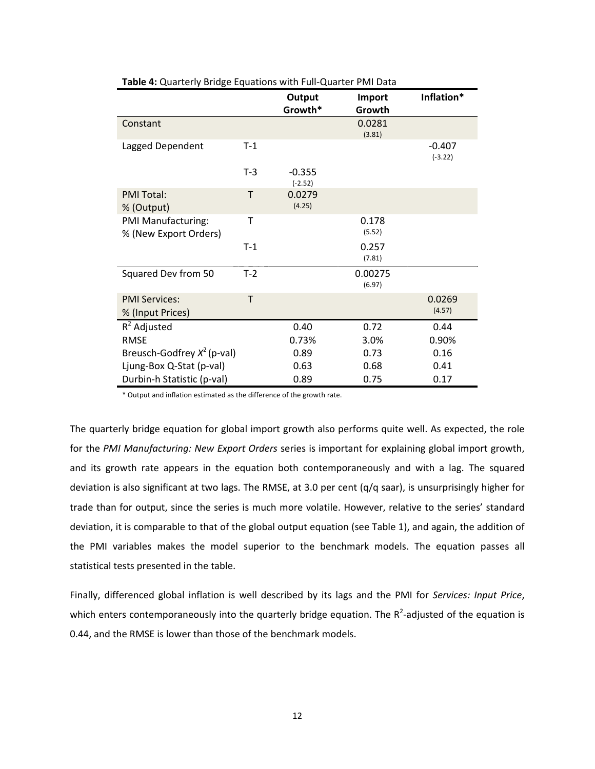**Table 4:** Quarterly Bridge Equations with Full-Quarter PMI Data

| | | Output Growth* | Import Growth | Inflation* |
|---|---|---|---|---|
| Constant | | | 0.0281 (3.81) | |
| Lagged Dependent | T-1 | | | -0.407 (-3.22) |
| | T-3 | -0.355 (-2.52) | | |
| PMI Total: % (Output) | T | 0.0279 (4.25) | | |
| PMI Manufacturing: % (New Export Orders) | T | | 0.178 (5.52) | |
| | T-1 | | 0.257 (7.81) | |
| Squared Dev from 50 | T-2 | | 0.00275 (6.97) | |
| PMI Services: % (Input Prices) | T | | | 0.0269 (4.57) |
| $R^2$ Adjusted | | 0.40 | 0.72 | 0.44 |
| RMSE | | 0.73% | 3.0% | 0.90% |
| Breusch-Godfrey $X^2$ (p-val) | | 0.89 | 0.73 | 0.16 |
| Ljung-Box Q-Stat (p-val) | | 0.63 | 0.68 | 0.41 |
| Durbin-h Statistic (p-val) | | 0.89 | 0.75 | 0.17 |

* Output and inflation estimated as the difference of the growth rate.

The quarterly bridge equation for global import growth also performs quite well. As expected, the role for the *PMI Manufacturing: New Export Orders* series is important for explaining global import growth, and its growth rate appears in the equation both contemporaneously and with a lag. The squared deviation is also significant at two lags. The RMSE, at 3.0 per cent (q/q saar), is unsurprisingly higher for trade than for output, since the series is much more volatile. However, relative to the series' standard deviation, it is comparable to that of the global output equation (see Table 1), and again, the addition of the PMI variables makes the model superior to the benchmark models. The equation passes all statistical tests presented in the table.

Finally, differenced global inflation is well described by its lags and the PMI for *Services: Input Price*, which enters contemporaneously into the quarterly bridge equation. The $R^2$-adjusted of the equation is 0.44, and the RMSE is lower than those of the benchmark models.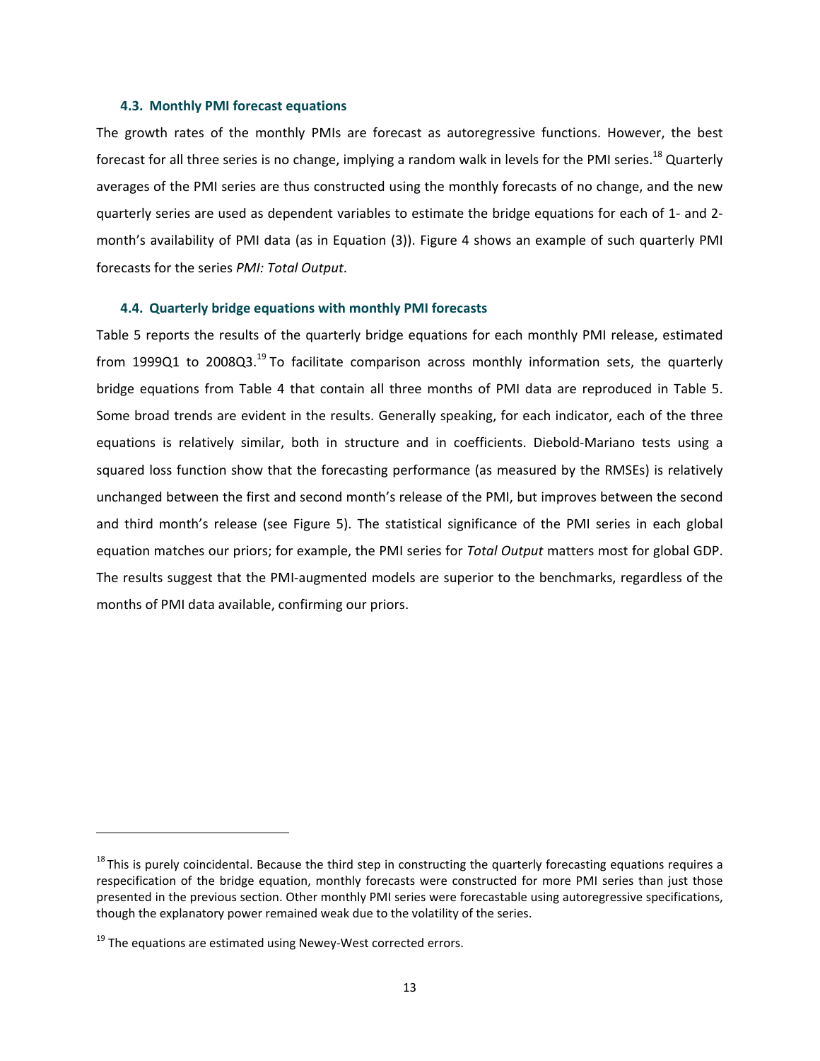### 4.3. Monthly PMI forecast equations

The growth rates of the monthly PMIs are forecast as autoregressive functions. However, the best forecast for all three series is no change, implying a random walk in levels for the PMI series.[18] Quarterly averages of the PMI series are thus constructed using the monthly forecasts of no change, and the new quarterly series are used as dependent variables to estimate the bridge equations for each of 1- and 2-month's availability of PMI data (as in Equation (3)). Figure 4 shows an example of such quarterly PMI forecasts for the series *PMI: Total Output*.

### 4.4. Quarterly bridge equations with monthly PMI forecasts

Table 5 reports the results of the quarterly bridge equations for each monthly PMI release, estimated from 1999Q1 to 2008Q3.[19] To facilitate comparison across monthly information sets, the quarterly bridge equations from Table 4 that contain all three months of PMI data are reproduced in Table 5. Some broad trends are evident in the results. Generally speaking, for each indicator, each of the three equations is relatively similar, both in structure and in coefficients. Diebold-Mariano tests using a squared loss function show that the forecasting performance (as measured by the RMSEs) is relatively unchanged between the first and second month's release of the PMI, but improves between the second and third month's release (see Figure 5). The statistical significance of the PMI series in each global equation matches our priors; for example, the PMI series for *Total Output* matters most for global GDP. The results suggest that the PMI-augmented models are superior to the benchmarks, regardless of the months of PMI data available, confirming our priors.

---

[18] This is purely coincidental. Because the third step in constructing the quarterly forecasting equations requires a respecification of the bridge equation, monthly forecasts were constructed for more PMI series than just those presented in the previous section. Other monthly PMI series were forecastable using autoregressive specifications, though the explanatory power remained weak due to the volatility of the series.

[19] The equations are estimated using Newey-West corrected errors.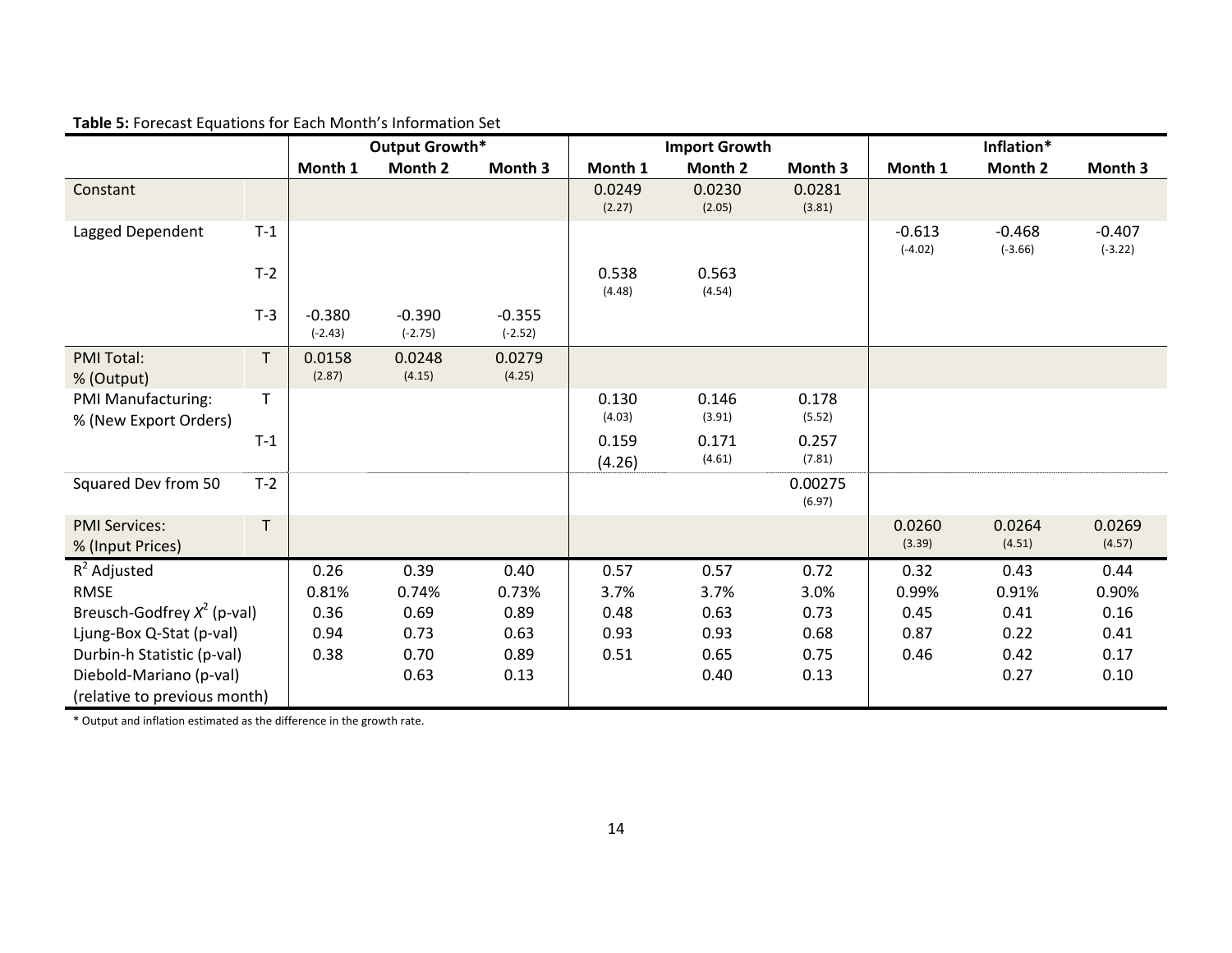**Table 5:** Forecast Equations for Each Month's Information Set

| | | Output Growth* | | | Import Growth | | | Inflation* | | |
|---|---|---|---|---|---|---|---|---|---|---|
| | | Month 1 | Month 2 | Month 3 | Month 1 | Month 2 | Month 3 | Month 1 | Month 2 | Month 3 |
| Constant | | | | | 0.0249 (2.27) | 0.0230 (2.05) | 0.0281 (3.81) | | | |
| Lagged Dependent | T-1 | | | | | | | -0.613 (-4.02) | -0.468 (-3.66) | -0.407 (-3.22) |
| | T-2 | | | | 0.538 (4.48) | 0.563 (4.54) | | | | |
| | T-3 | -0.380 (-2.43) | -0.390 (-2.75) | -0.355 (-2.52) | | | | | | |
| PMI Total: % (Output) | T | 0.0158 (2.87) | 0.0248 (4.15) | 0.0279 (4.25) | | | | | | |
| PMI Manufacturing: % (New Export Orders) | T | | | | 0.130 (4.03) | 0.146 (3.91) | 0.178 (5.52) | | | |
| | T-1 | | | | 0.159 (4.26) | 0.171 (4.61) | 0.257 (7.81) | | | |
| Squared Dev from 50 | T-2 | | | | | | 0.00275 (6.97) | | | |
| PMI Services: % (Input Prices) | T | | | | | | | 0.0260 (3.39) | 0.0264 (4.51) | 0.0269 (4.57) |
| $R^2$ Adjusted | | 0.26 | 0.39 | 0.40 | 0.57 | 0.57 | 0.72 | 0.32 | 0.43 | 0.44 |
| RMSE | | 0.81% | 0.74% | 0.73% | 3.7% | 3.7% | 3.0% | 0.99% | 0.91% | 0.90% |
| Breusch-Godfrey $X^2$ (p-val) | | 0.36 | 0.69 | 0.89 | 0.48 | 0.63 | 0.73 | 0.45 | 0.41 | 0.16 |
| Ljung-Box Q-Stat (p-val) | | 0.94 | 0.73 | 0.63 | 0.93 | 0.93 | 0.68 | 0.87 | 0.22 | 0.41 |
| Durbin-h Statistic (p-val) | | 0.38 | 0.70 | 0.89 | 0.51 | 0.65 | 0.75 | 0.46 | 0.42 | 0.17 |
| Diebold-Mariano (p-val) (relative to previous month) | | | 0.63 | 0.13 | | 0.40 | 0.13 | | 0.27 | 0.10 |

* Output and inflation estimated as the difference in the growth rate.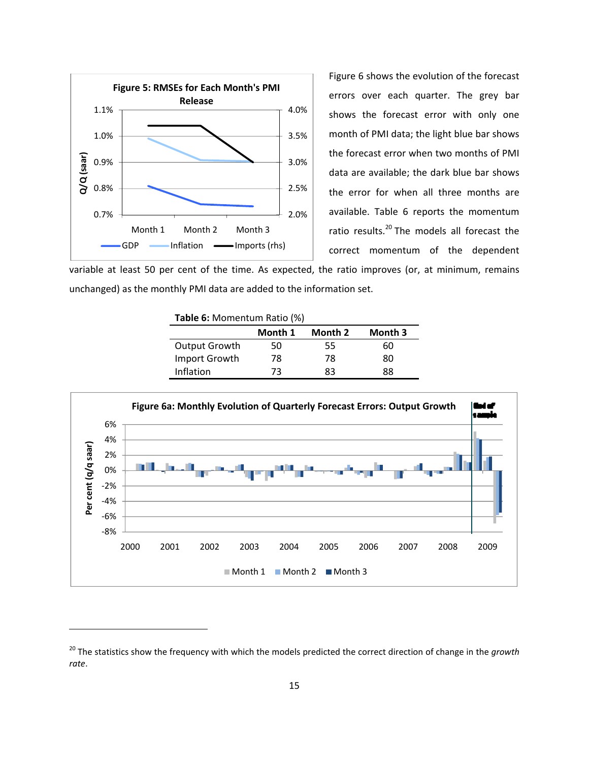Figure 5: RMSEs for Each Month's PMI Release

Figure 6 shows the evolution of the forecast errors over each quarter. The grey bar shows the forecast error with only one month of PMI data; the light blue bar shows the forecast error when two months of PMI data are available; the dark blue bar shows the error for when all three months are available. Table 6 reports the momentum ratio results.[20] The models all forecast the correct momentum of the dependent variable at least 50 per cent of the time. As expected, the ratio improves (or, at minimum, remains unchanged) as the monthly PMI data are added to the information set.

**Table 6:** Momentum Ratio (%)

| | Month 1 | Month 2 | Month 3 |
|---|---|---|---|
| Output Growth | 50 | 55 | 60 |
| Import Growth | 78 | 78 | 80 |
| Inflation | 73 | 83 | 88 |

Figure 6a: Monthly Evolution of Quarterly Forecast Errors: Output Growth

[20] The statistics show the frequency with which the models predicted the correct direction of change in the *growth rate*.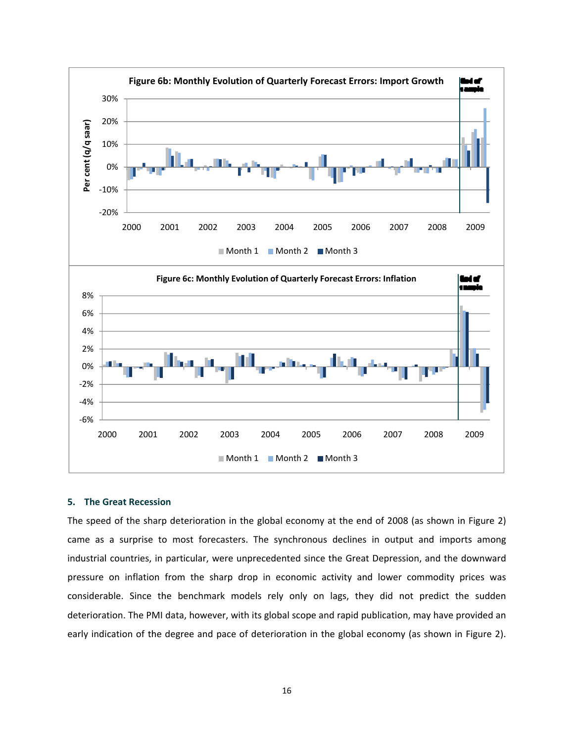**Figure 6b: Monthly Evolution of Quarterly Forecast Errors: Import Growth**

**Figure 6c: Monthly Evolution of Quarterly Forecast Errors: Inflation**

## 5. The Great Recession

The speed of the sharp deterioration in the global economy at the end of 2008 (as shown in Figure 2) came as a surprise to most forecasters. The synchronous declines in output and imports among industrial countries, in particular, were unprecedented since the Great Depression, and the downward pressure on inflation from the sharp drop in economic activity and lower commodity prices was considerable. Since the benchmark models rely only on lags, they did not predict the sudden deterioration. The PMI data, however, with its global scope and rapid publication, may have provided an early indication of the degree and pace of deterioration in the global economy (as shown in Figure 2).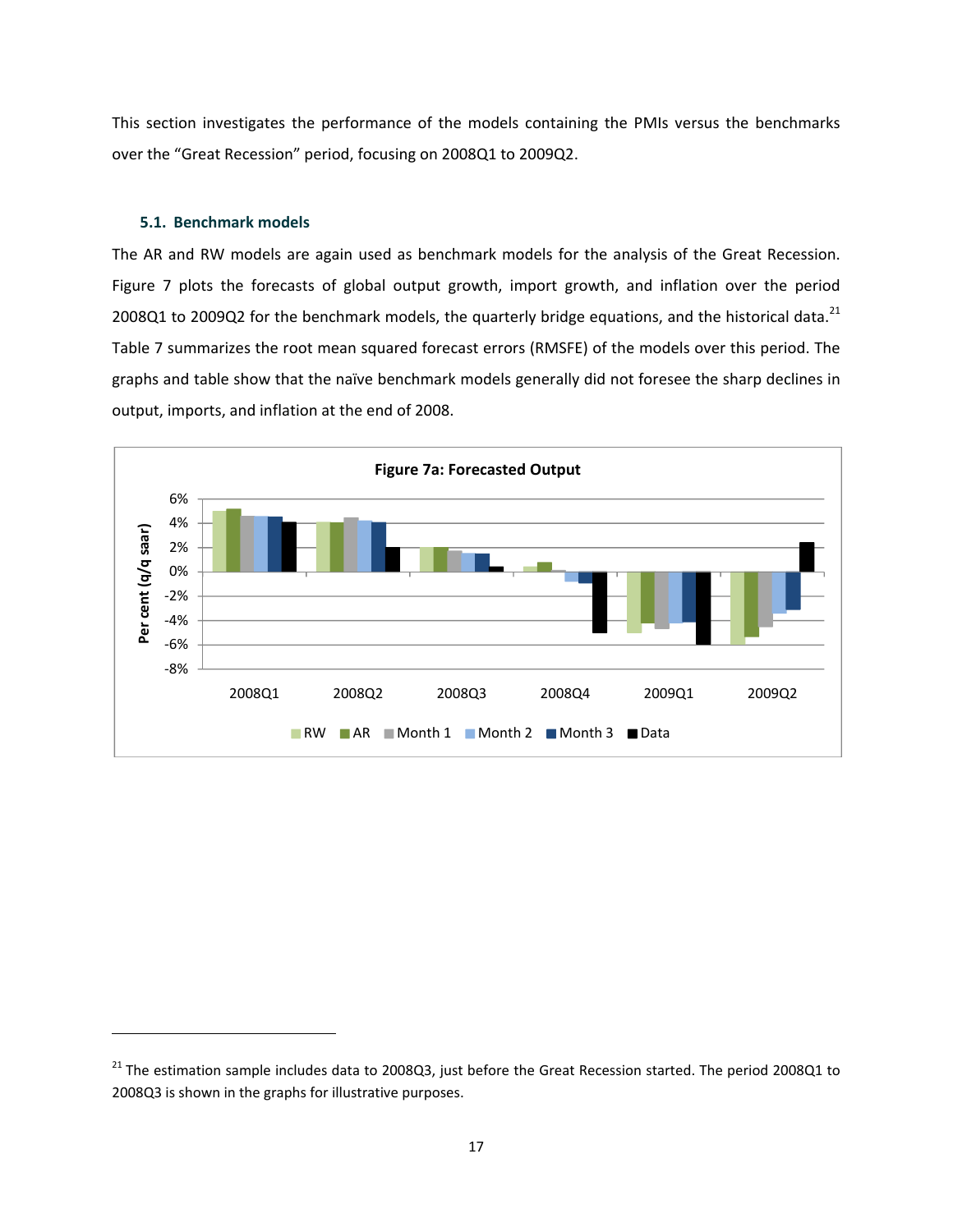This section investigates the performance of the models containing the PMIs versus the benchmarks over the "Great Recession" period, focusing on 2008Q1 to 2009Q2.

### 5.1. Benchmark models

The AR and RW models are again used as benchmark models for the analysis of the Great Recession. Figure 7 plots the forecasts of global output growth, import growth, and inflation over the period 2008Q1 to 2009Q2 for the benchmark models, the quarterly bridge equations, and the historical data.[21] Table 7 summarizes the root mean squared forecast errors (RMSFE) of the models over this period. The graphs and table show that the naïve benchmark models generally did not foresee the sharp declines in output, imports, and inflation at the end of 2008.

**Figure 7a: Forecasted Output**

[21] The estimation sample includes data to 2008Q3, just before the Great Recession started. The period 2008Q1 to 2008Q3 is shown in the graphs for illustrative purposes.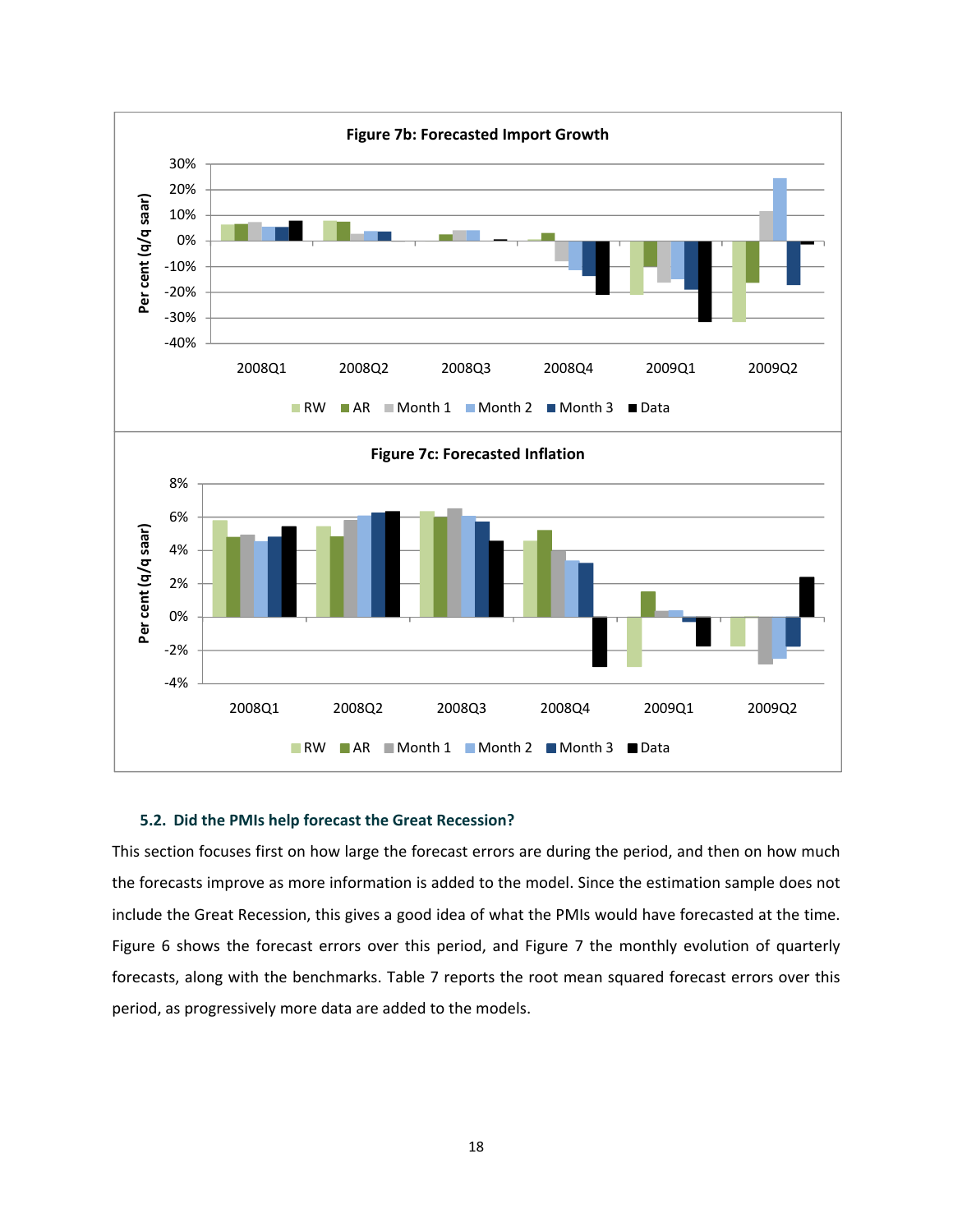**Figure 7b: Forecasted Import Growth**

**Figure 7c: Forecasted Inflation**

### 5.2. Did the PMIs help forecast the Great Recession?

This section focuses first on how large the forecast errors are during the period, and then on how much the forecasts improve as more information is added to the model. Since the estimation sample does not include the Great Recession, this gives a good idea of what the PMIs would have forecasted at the time. Figure 6 shows the forecast errors over this period, and Figure 7 the monthly evolution of quarterly forecasts, along with the benchmarks. Table 7 reports the root mean squared forecast errors over this period, as progressively more data are added to the models.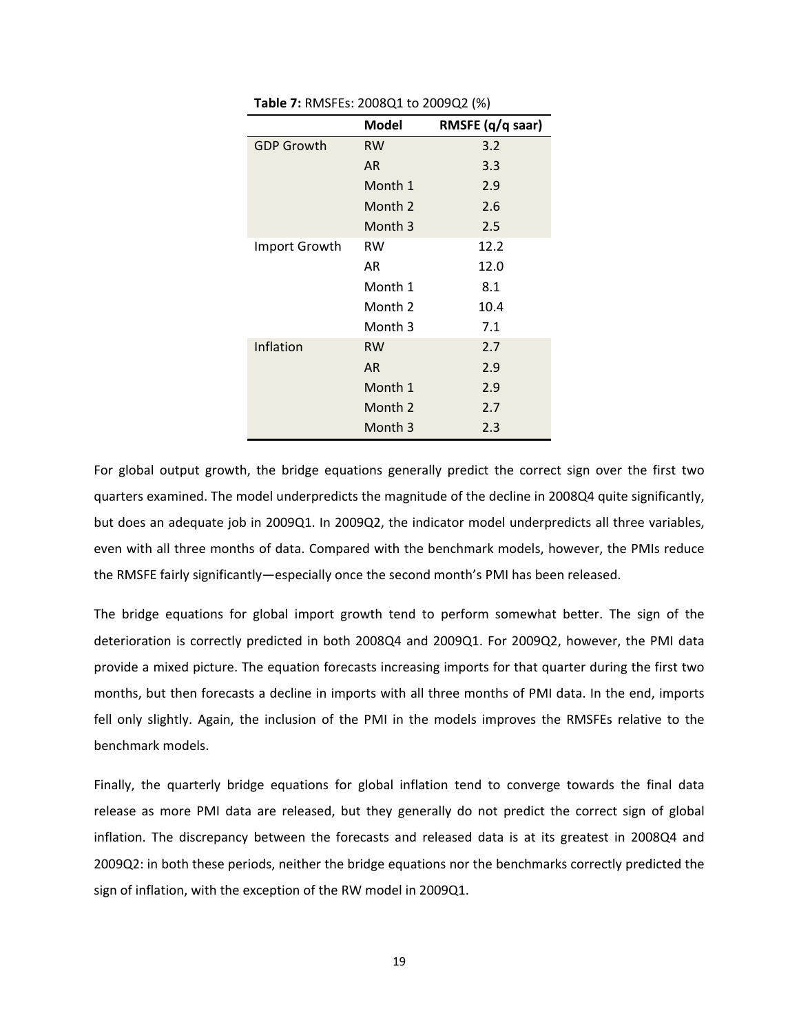**Table 7:** RMSFEs: 2008Q1 to 2009Q2 (%)

| | Model | RMSFE (q/q saar) |
|---|---|---|
| GDP Growth | RW | 3.2 |
| | AR | 3.3 |
| | Month 1 | 2.9 |
| | Month 2 | 2.6 |
| | Month 3 | 2.5 |
| Import Growth | RW | 12.2 |
| | AR | 12.0 |
| | Month 1 | 8.1 |
| | Month 2 | 10.4 |
| | Month 3 | 7.1 |
| Inflation | RW | 2.7 |
| | AR | 2.9 |
| | Month 1 | 2.9 |
| | Month 2 | 2.7 |
| | Month 3 | 2.3 |

For global output growth, the bridge equations generally predict the correct sign over the first two quarters examined. The model underpredicts the magnitude of the decline in 2008Q4 quite significantly, but does an adequate job in 2009Q1. In 2009Q2, the indicator model underpredicts all three variables, even with all three months of data. Compared with the benchmark models, however, the PMIs reduce the RMSFE fairly significantly—especially once the second month's PMI has been released.

The bridge equations for global import growth tend to perform somewhat better. The sign of the deterioration is correctly predicted in both 2008Q4 and 2009Q1. For 2009Q2, however, the PMI data provide a mixed picture. The equation forecasts increasing imports for that quarter during the first two months, but then forecasts a decline in imports with all three months of PMI data. In the end, imports fell only slightly. Again, the inclusion of the PMI in the models improves the RMSFEs relative to the benchmark models.

Finally, the quarterly bridge equations for global inflation tend to converge towards the final data release as more PMI data are released, but they generally do not predict the correct sign of global inflation. The discrepancy between the forecasts and released data is at its greatest in 2008Q4 and 2009Q2: in both these periods, neither the bridge equations nor the benchmarks correctly predicted the sign of inflation, with the exception of the RW model in 2009Q1.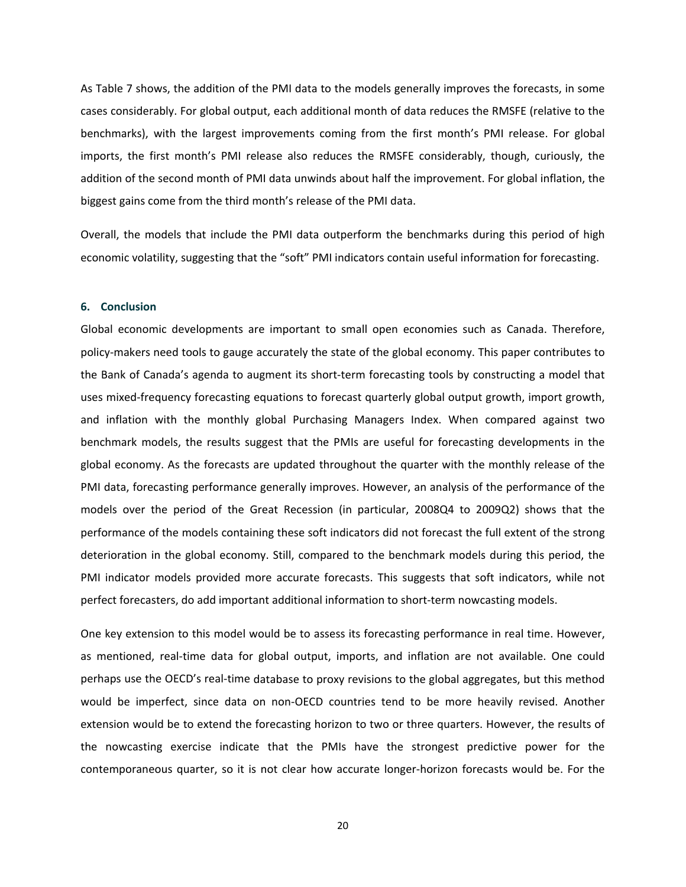As Table 7 shows, the addition of the PMI data to the models generally improves the forecasts, in some cases considerably. For global output, each additional month of data reduces the RMSFE (relative to the benchmarks), with the largest improvements coming from the first month's PMI release. For global imports, the first month's PMI release also reduces the RMSFE considerably, though, curiously, the addition of the second month of PMI data unwinds about half the improvement. For global inflation, the biggest gains come from the third month's release of the PMI data.

Overall, the models that include the PMI data outperform the benchmarks during this period of high economic volatility, suggesting that the "soft" PMI indicators contain useful information for forecasting.

## 6. Conclusion

Global economic developments are important to small open economies such as Canada. Therefore, policy-makers need tools to gauge accurately the state of the global economy. This paper contributes to the Bank of Canada's agenda to augment its short-term forecasting tools by constructing a model that uses mixed-frequency forecasting equations to forecast quarterly global output growth, import growth, and inflation with the monthly global Purchasing Managers Index. When compared against two benchmark models, the results suggest that the PMIs are useful for forecasting developments in the global economy. As the forecasts are updated throughout the quarter with the monthly release of the PMI data, forecasting performance generally improves. However, an analysis of the performance of the models over the period of the Great Recession (in particular, 2008Q4 to 2009Q2) shows that the performance of the models containing these soft indicators did not forecast the full extent of the strong deterioration in the global economy. Still, compared to the benchmark models during this period, the PMI indicator models provided more accurate forecasts. This suggests that soft indicators, while not perfect forecasters, do add important additional information to short-term nowcasting models.

One key extension to this model would be to assess its forecasting performance in real time. However, as mentioned, real-time data for global output, imports, and inflation are not available. One could perhaps use the OECD's real-time database to proxy revisions to the global aggregates, but this method would be imperfect, since data on non-OECD countries tend to be more heavily revised. Another extension would be to extend the forecasting horizon to two or three quarters. However, the results of the nowcasting exercise indicate that the PMIs have the strongest predictive power for the contemporaneous quarter, so it is not clear how accurate longer-horizon forecasts would be. For the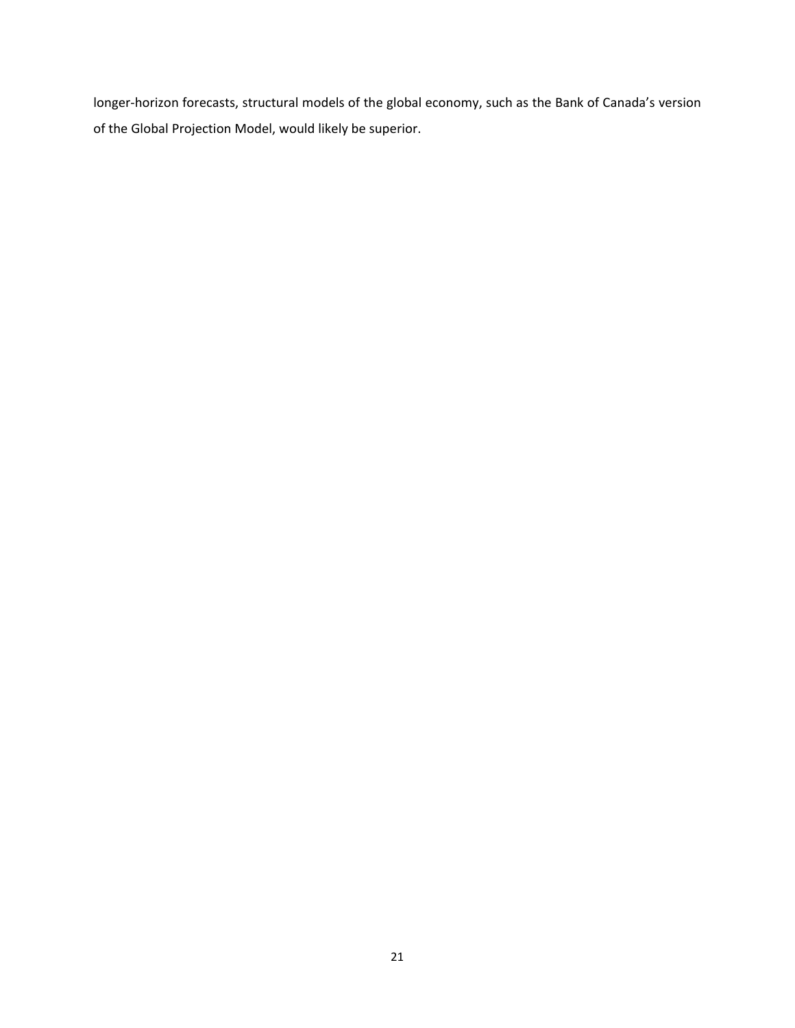longer-horizon forecasts, structural models of the global economy, such as the Bank of Canada's version of the Global Projection Model, would likely be superior.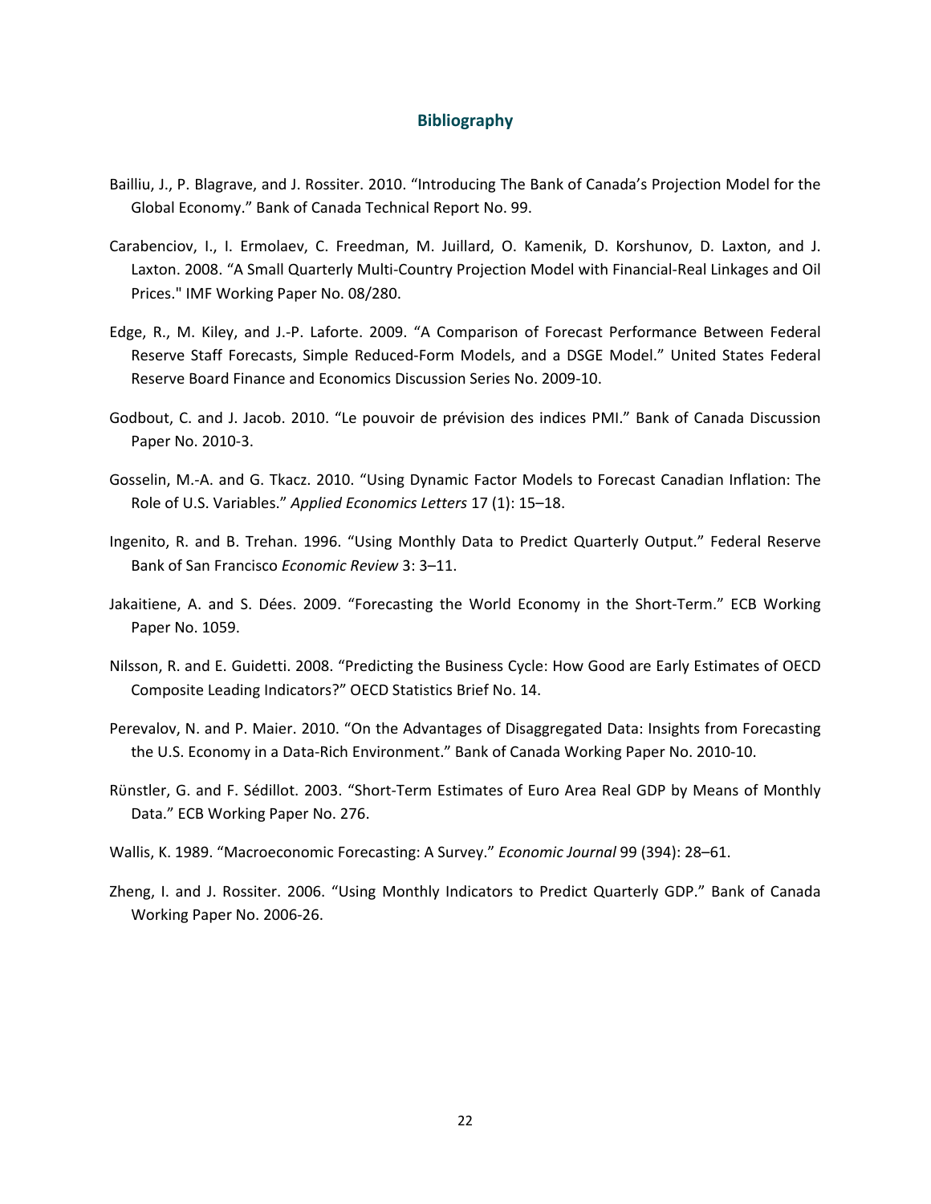## Bibliography

Bailliu, J., P. Blagrave, and J. Rossiter. 2010. "Introducing The Bank of Canada's Projection Model for the Global Economy." Bank of Canada Technical Report No. 99.

Carabenciov, I., I. Ermolaev, C. Freedman, M. Juillard, O. Kamenik, D. Korshunov, D. Laxton, and J. Laxton. 2008. "A Small Quarterly Multi-Country Projection Model with Financial-Real Linkages and Oil Prices." IMF Working Paper No. 08/280.

Edge, R., M. Kiley, and J.-P. Laforte. 2009. "A Comparison of Forecast Performance Between Federal Reserve Staff Forecasts, Simple Reduced-Form Models, and a DSGE Model." United States Federal Reserve Board Finance and Economics Discussion Series No. 2009-10.

Godbout, C. and J. Jacob. 2010. "Le pouvoir de prévision des indices PMI." Bank of Canada Discussion Paper No. 2010-3.

Gosselin, M.-A. and G. Tkacz. 2010. "Using Dynamic Factor Models to Forecast Canadian Inflation: The Role of U.S. Variables." *Applied Economics Letters* 17 (1): 15–18.

Ingenito, R. and B. Trehan. 1996. "Using Monthly Data to Predict Quarterly Output." Federal Reserve Bank of San Francisco *Economic Review* 3: 3–11.

Jakaitiene, A. and S. Dées. 2009. "Forecasting the World Economy in the Short-Term." ECB Working Paper No. 1059.

Nilsson, R. and E. Guidetti. 2008. "Predicting the Business Cycle: How Good are Early Estimates of OECD Composite Leading Indicators?" OECD Statistics Brief No. 14.

Perevalov, N. and P. Maier. 2010. "On the Advantages of Disaggregated Data: Insights from Forecasting the U.S. Economy in a Data-Rich Environment." Bank of Canada Working Paper No. 2010-10.

Rünstler, G. and F. Sédillot. 2003. "Short-Term Estimates of Euro Area Real GDP by Means of Monthly Data." ECB Working Paper No. 276.

Wallis, K. 1989. "Macroeconomic Forecasting: A Survey." *Economic Journal* 99 (394): 28–61.

Zheng, I. and J. Rossiter. 2006. "Using Monthly Indicators to Predict Quarterly GDP." Bank of Canada Working Paper No. 2006-26.